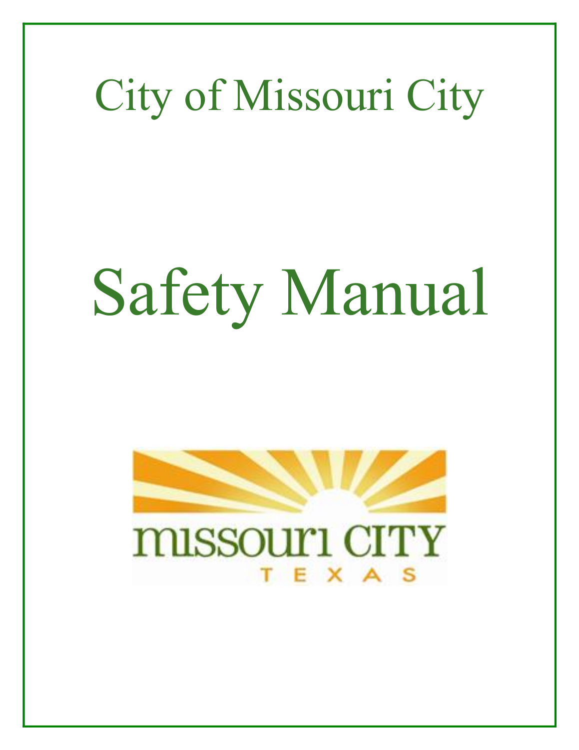# City of Missouri City

# Safety Manual

missouri CITY
TEXAS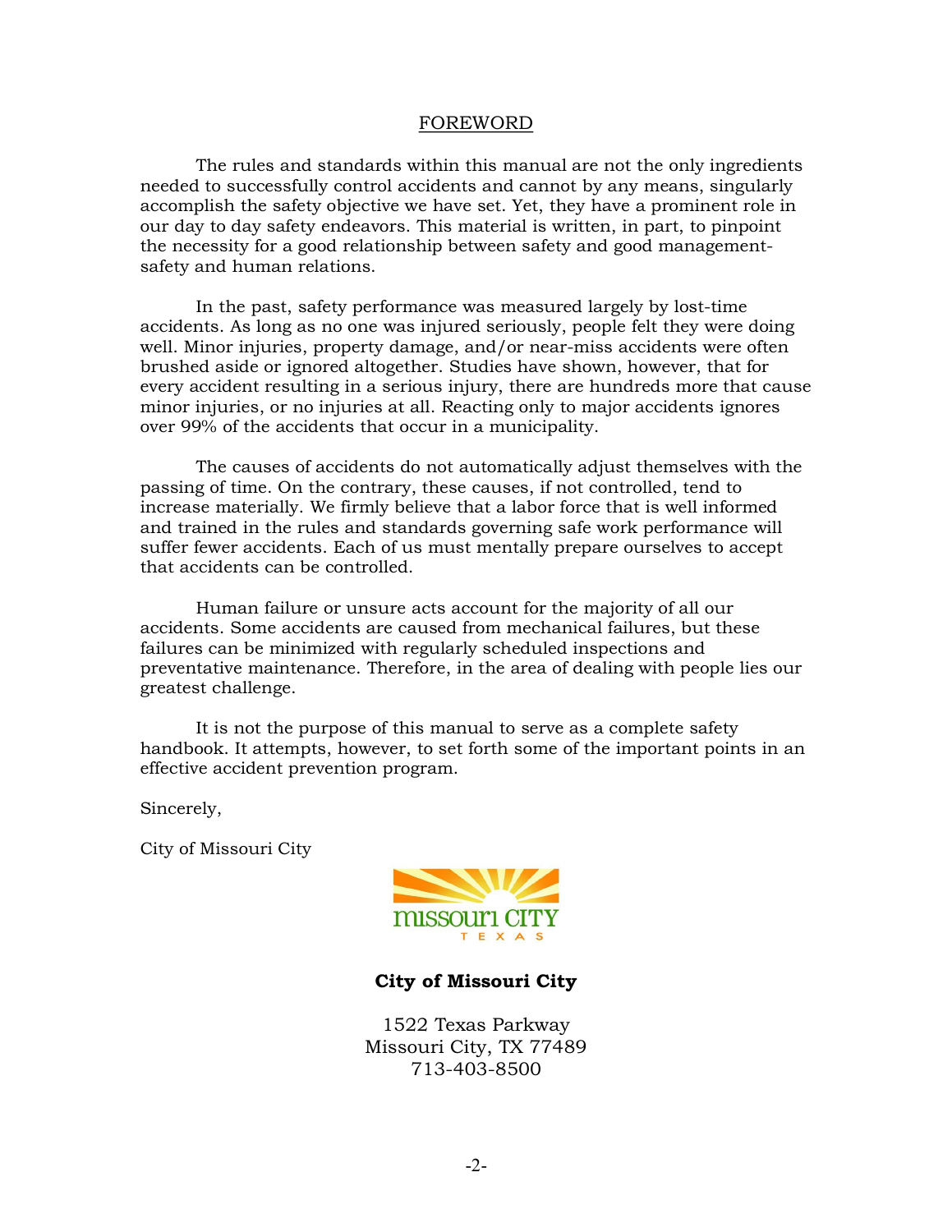# FOREWORD

The rules and standards within this manual are not the only ingredients needed to successfully control accidents and cannot by any means, singularly accomplish the safety objective we have set. Yet, they have a prominent role in our day to day safety endeavors. This material is written, in part, to pinpoint the necessity for a good relationship between safety and good management-safety and human relations.

In the past, safety performance was measured largely by lost-time accidents. As long as no one was injured seriously, people felt they were doing well. Minor injuries, property damage, and/or near-miss accidents were often brushed aside or ignored altogether. Studies have shown, however, that for every accident resulting in a serious injury, there are hundreds more that cause minor injuries, or no injuries at all. Reacting only to major accidents ignores over 99% of the accidents that occur in a municipality.

The causes of accidents do not automatically adjust themselves with the passing of time. On the contrary, these causes, if not controlled, tend to increase materially. We firmly believe that a labor force that is well informed and trained in the rules and standards governing safe work performance will suffer fewer accidents. Each of us must mentally prepare ourselves to accept that accidents can be controlled.

Human failure or unsure acts account for the majority of all our accidents. Some accidents are caused from mechanical failures, but these failures can be minimized with regularly scheduled inspections and preventative maintenance. Therefore, in the area of dealing with people lies our greatest challenge.

It is not the purpose of this manual to serve as a complete safety handbook. It attempts, however, to set forth some of the important points in an effective accident prevention program.

Sincerely,

City of Missouri City

missouri CITY
TEXAS

**City of Missouri City**

1522 Texas Parkway
Missouri City, TX 77489
713-403-8500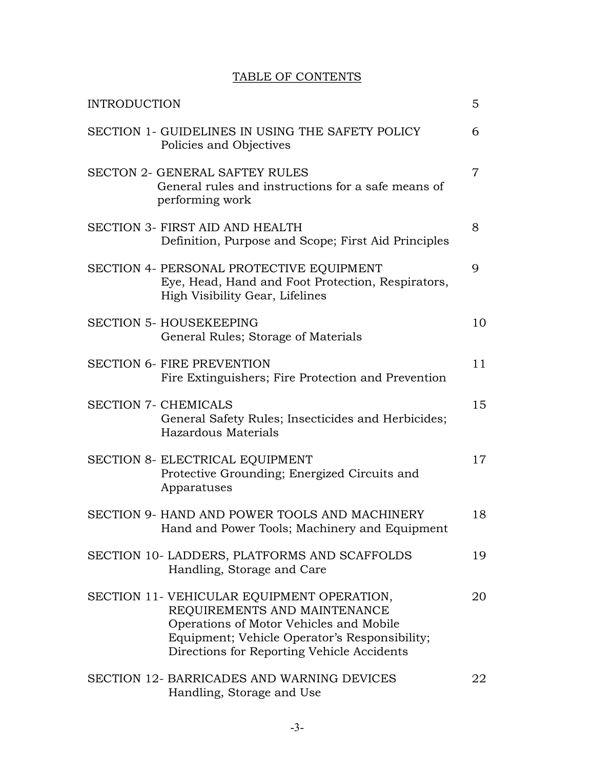# TABLE OF CONTENTS

| | |
|---|---|
| INTRODUCTION | 5 |
| SECTION 1- GUIDELINES IN USING THE SAFETY POLICY<br>Policies and Objectives | 6 |
| SECTON 2- GENERAL SAFTEY RULES<br>General rules and instructions for a safe means of performing work | 7 |
| SECTION 3- FIRST AID AND HEALTH<br>Definition, Purpose and Scope; First Aid Principles | 8 |
| SECTION 4- PERSONAL PROTECTIVE EQUIPMENT<br>Eye, Head, Hand and Foot Protection, Respirators, High Visibility Gear, Lifelines | 9 |
| SECTION 5- HOUSEKEEPING<br>General Rules; Storage of Materials | 10 |
| SECTION 6- FIRE PREVENTION<br>Fire Extinguishers; Fire Protection and Prevention | 11 |
| SECTION 7- CHEMICALS<br>General Safety Rules; Insecticides and Herbicides; Hazardous Materials | 15 |
| SECTION 8- ELECTRICAL EQUIPMENT<br>Protective Grounding; Energized Circuits and Apparatuses | 17 |
| SECTION 9- HAND AND POWER TOOLS AND MACHINERY<br>Hand and Power Tools; Machinery and Equipment | 18 |
| SECTION 10- LADDERS, PLATFORMS AND SCAFFOLDS<br>Handling, Storage and Care | 19 |
| SECTION 11- VEHICULAR EQUIPMENT OPERATION, REQUIREMENTS AND MAINTENANCE<br>Operations of Motor Vehicles and Mobile Equipment; Vehicle Operator's Responsibility; Directions for Reporting Vehicle Accidents | 20 |
| SECTION 12- BARRICADES AND WARNING DEVICES<br>Handling, Storage and Use | 22 |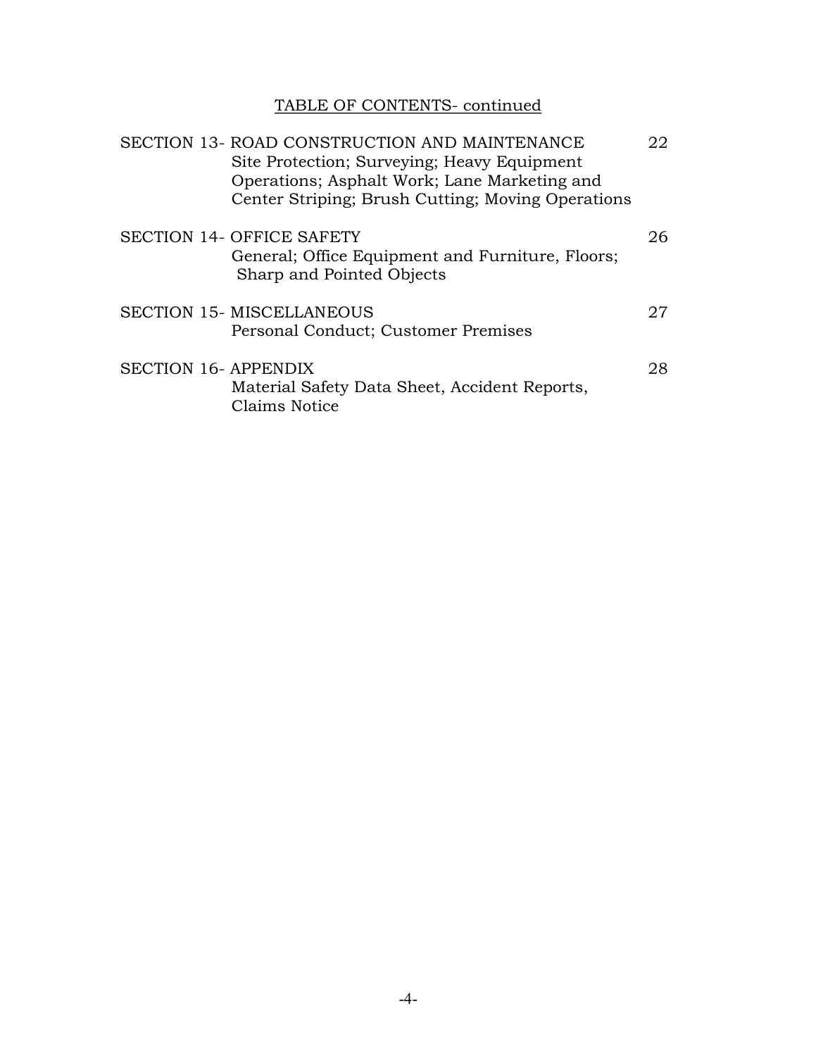TABLE OF CONTENTS- continued

| | |
|---|---|
| SECTION 13- ROAD CONSTRUCTION AND MAINTENANCE<br>Site Protection; Surveying; Heavy Equipment Operations; Asphalt Work; Lane Marketing and Center Striping; Brush Cutting; Moving Operations | 22 |
| SECTION 14- OFFICE SAFETY<br>General; Office Equipment and Furniture, Floors; Sharp and Pointed Objects | 26 |
| SECTION 15- MISCELLANEOUS<br>Personal Conduct; Customer Premises | 27 |
| SECTION 16- APPENDIX<br>Material Safety Data Sheet, Accident Reports, Claims Notice | 28 |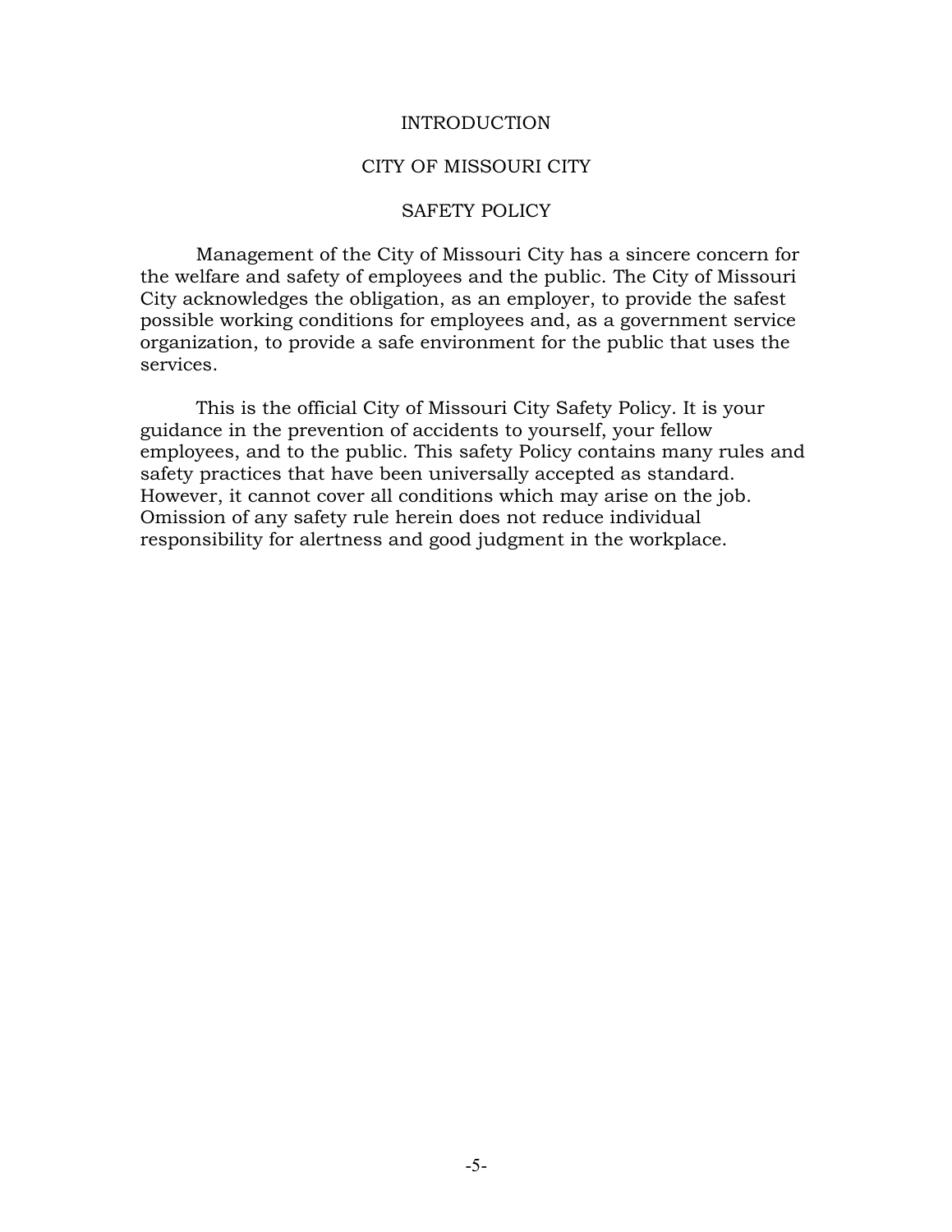# INTRODUCTION

## CITY OF MISSOURI CITY

## SAFETY POLICY

Management of the City of Missouri City has a sincere concern for the welfare and safety of employees and the public. The City of Missouri City acknowledges the obligation, as an employer, to provide the safest possible working conditions for employees and, as a government service organization, to provide a safe environment for the public that uses the services.

This is the official City of Missouri City Safety Policy. It is your guidance in the prevention of accidents to yourself, your fellow employees, and to the public. This safety Policy contains many rules and safety practices that have been universally accepted as standard. However, it cannot cover all conditions which may arise on the job. Omission of any safety rule herein does not reduce individual responsibility for alertness and good judgment in the workplace.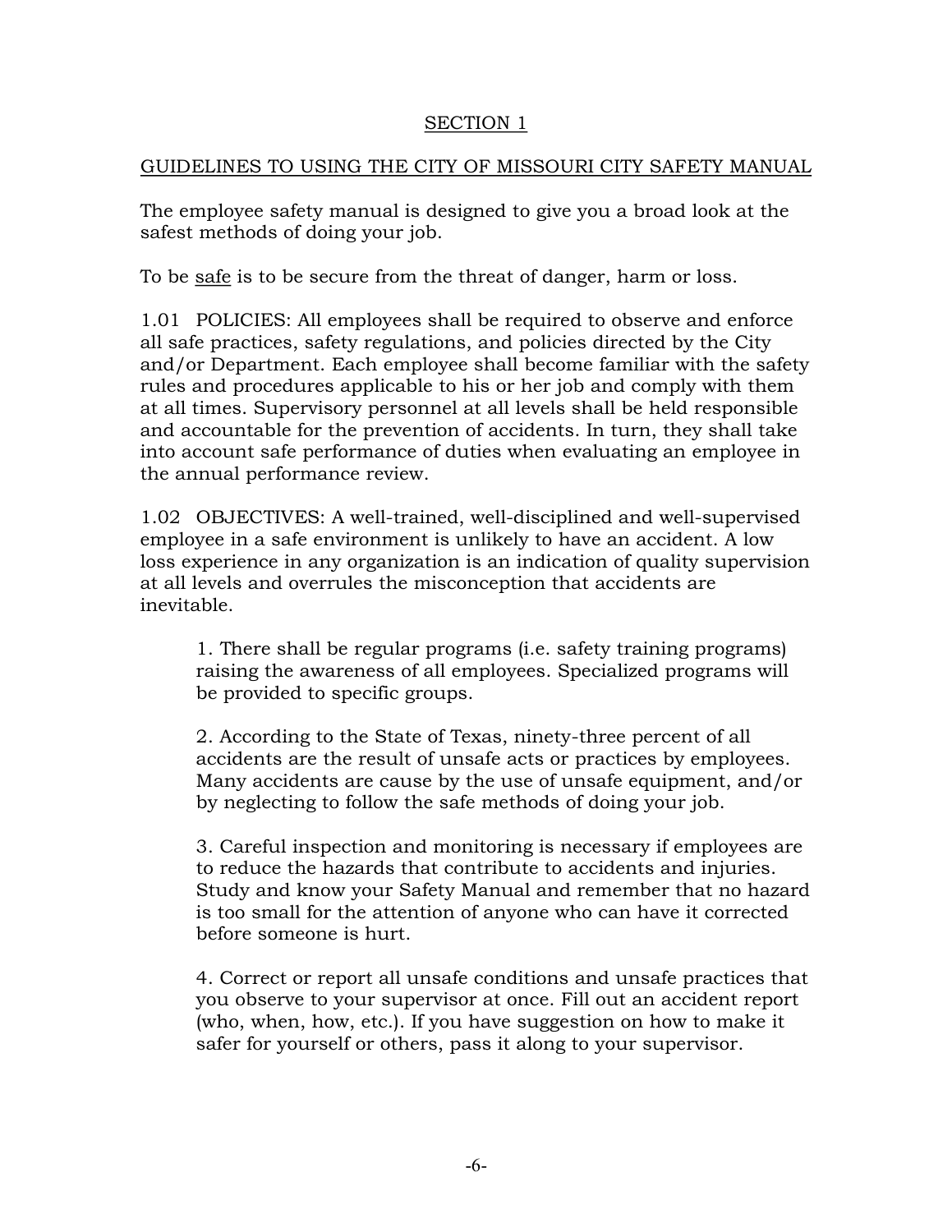## SECTION 1

## GUIDELINES TO USING THE CITY OF MISSOURI CITY SAFETY MANUAL

The employee safety manual is designed to give you a broad look at the safest methods of doing your job.

To be safe is to be secure from the threat of danger, harm or loss.

1.01 POLICIES: All employees shall be required to observe and enforce all safe practices, safety regulations, and policies directed by the City and/or Department. Each employee shall become familiar with the safety rules and procedures applicable to his or her job and comply with them at all times. Supervisory personnel at all levels shall be held responsible and accountable for the prevention of accidents. In turn, they shall take into account safe performance of duties when evaluating an employee in the annual performance review.

1.02 OBJECTIVES: A well-trained, well-disciplined and well-supervised employee in a safe environment is unlikely to have an accident. A low loss experience in any organization is an indication of quality supervision at all levels and overrules the misconception that accidents are inevitable.

1. There shall be regular programs (i.e. safety training programs) raising the awareness of all employees. Specialized programs will be provided to specific groups.

2. According to the State of Texas, ninety-three percent of all accidents are the result of unsafe acts or practices by employees. Many accidents are cause by the use of unsafe equipment, and/or by neglecting to follow the safe methods of doing your job.

3. Careful inspection and monitoring is necessary if employees are to reduce the hazards that contribute to accidents and injuries. Study and know your Safety Manual and remember that no hazard is too small for the attention of anyone who can have it corrected before someone is hurt.

4. Correct or report all unsafe conditions and unsafe practices that you observe to your supervisor at once. Fill out an accident report (who, when, how, etc.). If you have suggestion on how to make it safer for yourself or others, pass it along to your supervisor.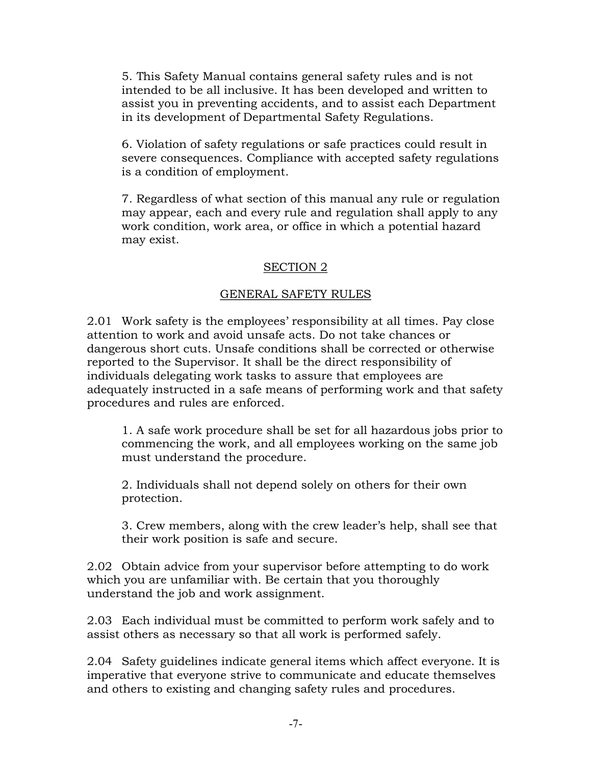5. This Safety Manual contains general safety rules and is not intended to be all inclusive. It has been developed and written to assist you in preventing accidents, and to assist each Department in its development of Departmental Safety Regulations.

6. Violation of safety regulations or safe practices could result in severe consequences. Compliance with accepted safety regulations is a condition of employment.

7. Regardless of what section of this manual any rule or regulation may appear, each and every rule and regulation shall apply to any work condition, work area, or office in which a potential hazard may exist.

## SECTION 2

## GENERAL SAFETY RULES

2.01 Work safety is the employees' responsibility at all times. Pay close attention to work and avoid unsafe acts. Do not take chances or dangerous short cuts. Unsafe conditions shall be corrected or otherwise reported to the Supervisor. It shall be the direct responsibility of individuals delegating work tasks to assure that employees are adequately instructed in a safe means of performing work and that safety procedures and rules are enforced.

1. A safe work procedure shall be set for all hazardous jobs prior to commencing the work, and all employees working on the same job must understand the procedure.

2. Individuals shall not depend solely on others for their own protection.

3. Crew members, along with the crew leader's help, shall see that their work position is safe and secure.

2.02 Obtain advice from your supervisor before attempting to do work which you are unfamiliar with. Be certain that you thoroughly understand the job and work assignment.

2.03 Each individual must be committed to perform work safely and to assist others as necessary so that all work is performed safely.

2.04 Safety guidelines indicate general items which affect everyone. It is imperative that everyone strive to communicate and educate themselves and others to existing and changing safety rules and procedures.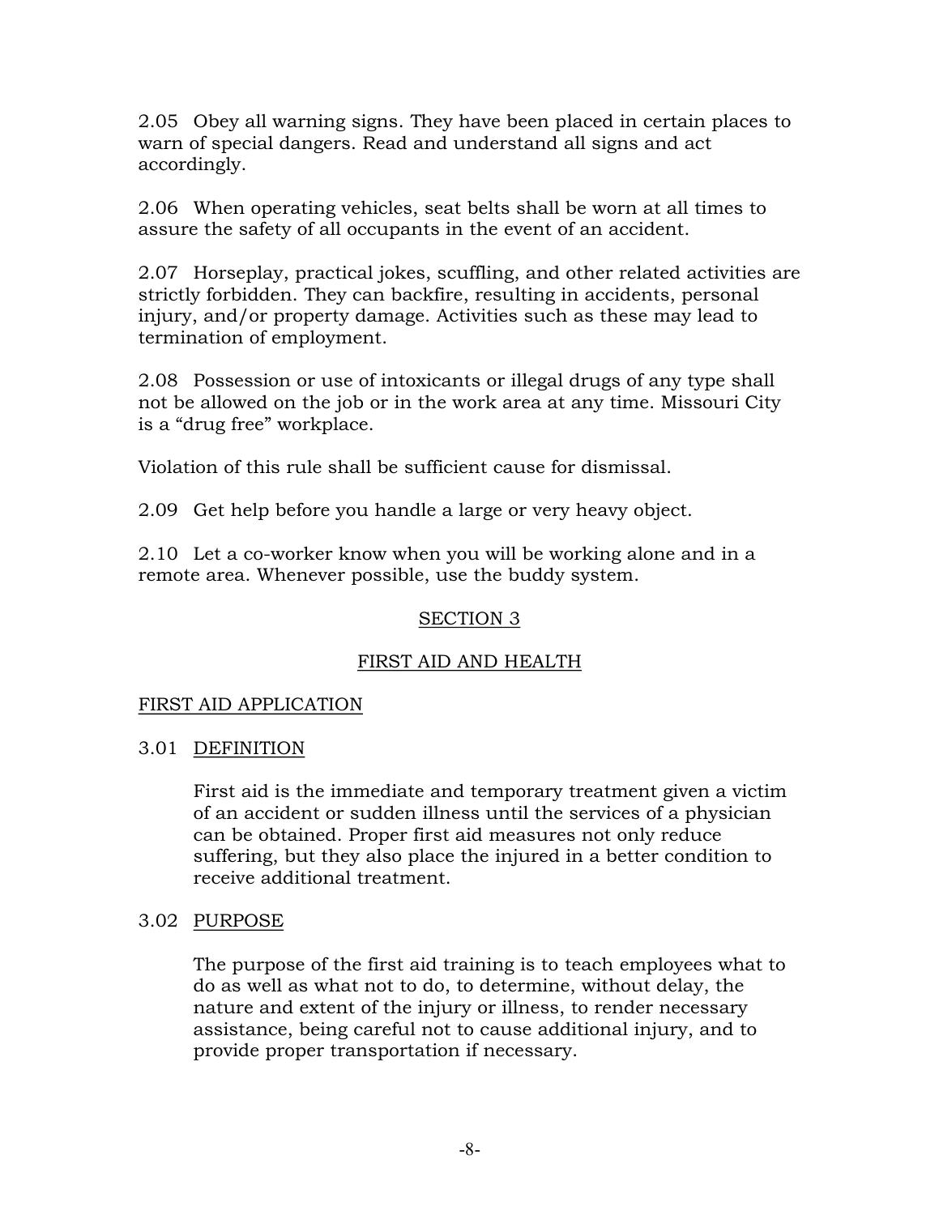2.05 Obey all warning signs. They have been placed in certain places to warn of special dangers. Read and understand all signs and act accordingly.

2.06 When operating vehicles, seat belts shall be worn at all times to assure the safety of all occupants in the event of an accident.

2.07 Horseplay, practical jokes, scuffling, and other related activities are strictly forbidden. They can backfire, resulting in accidents, personal injury, and/or property damage. Activities such as these may lead to termination of employment.

2.08 Possession or use of intoxicants or illegal drugs of any type shall not be allowed on the job or in the work area at any time. Missouri City is a "drug free" workplace.

Violation of this rule shall be sufficient cause for dismissal.

2.09 Get help before you handle a large or very heavy object.

2.10 Let a co-worker know when you will be working alone and in a remote area. Whenever possible, use the buddy system.

## SECTION 3

## FIRST AID AND HEALTH

### FIRST AID APPLICATION

### 3.01 DEFINITION

First aid is the immediate and temporary treatment given a victim of an accident or sudden illness until the services of a physician can be obtained. Proper first aid measures not only reduce suffering, but they also place the injured in a better condition to receive additional treatment.

### 3.02 PURPOSE

The purpose of the first aid training is to teach employees what to do as well as what not to do, to determine, without delay, the nature and extent of the injury or illness, to render necessary assistance, being careful not to cause additional injury, and to provide proper transportation if necessary.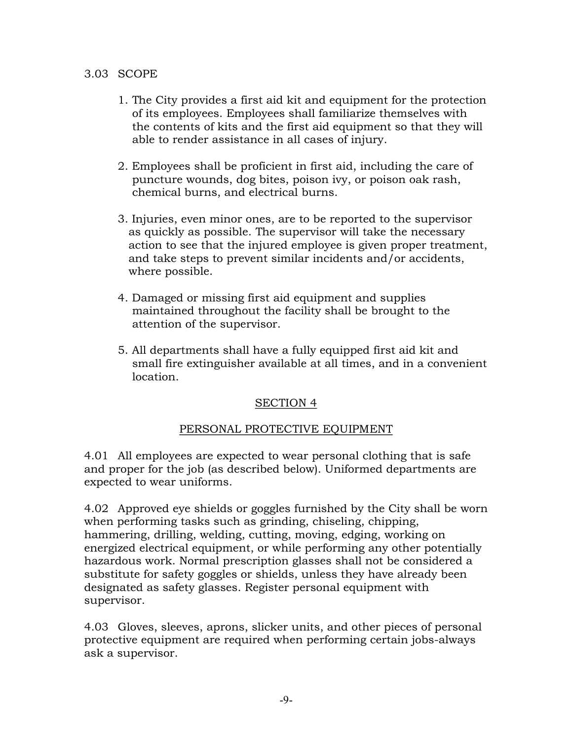3.03 SCOPE

1. The City provides a first aid kit and equipment for the protection of its employees. Employees shall familiarize themselves with the contents of kits and the first aid equipment so that they will able to render assistance in all cases of injury.

2. Employees shall be proficient in first aid, including the care of puncture wounds, dog bites, poison ivy, or poison oak rash, chemical burns, and electrical burns.

3. Injuries, even minor ones, are to be reported to the supervisor as quickly as possible. The supervisor will take the necessary action to see that the injured employee is given proper treatment, and take steps to prevent similar incidents and/or accidents, where possible.

4. Damaged or missing first aid equipment and supplies maintained throughout the facility shall be brought to the attention of the supervisor.

5. All departments shall have a fully equipped first aid kit and small fire extinguisher available at all times, and in a convenient location.

## SECTION 4

## PERSONAL PROTECTIVE EQUIPMENT

4.01 All employees are expected to wear personal clothing that is safe and proper for the job (as described below). Uniformed departments are expected to wear uniforms.

4.02 Approved eye shields or goggles furnished by the City shall be worn when performing tasks such as grinding, chiseling, chipping, hammering, drilling, welding, cutting, moving, edging, working on energized electrical equipment, or while performing any other potentially hazardous work. Normal prescription glasses shall not be considered a substitute for safety goggles or shields, unless they have already been designated as safety glasses. Register personal equipment with supervisor.

4.03 Gloves, sleeves, aprons, slicker units, and other pieces of personal protective equipment are required when performing certain jobs-always ask a supervisor.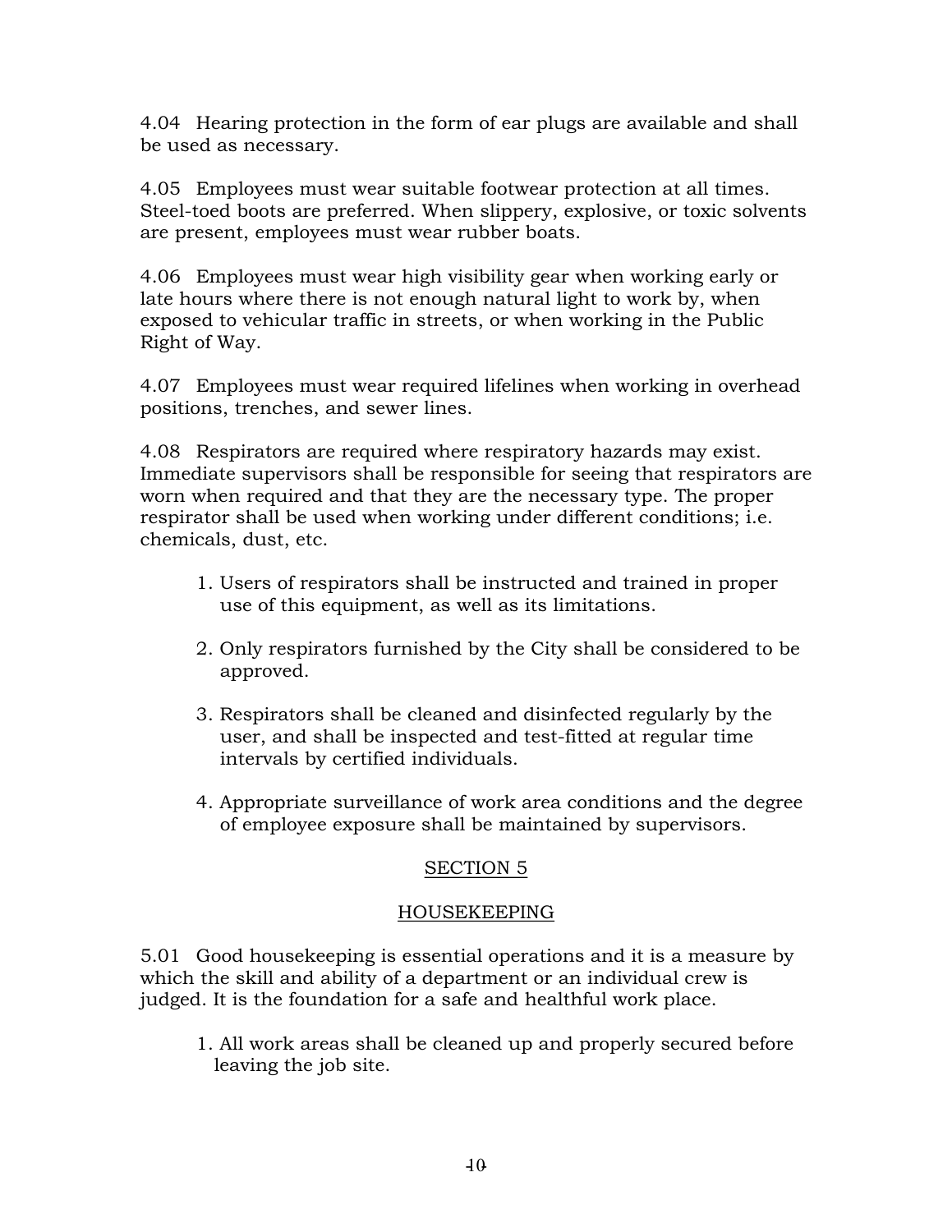4.04 Hearing protection in the form of ear plugs are available and shall be used as necessary.

4.05 Employees must wear suitable footwear protection at all times. Steel-toed boots are preferred. When slippery, explosive, or toxic solvents are present, employees must wear rubber boats.

4.06 Employees must wear high visibility gear when working early or late hours where there is not enough natural light to work by, when exposed to vehicular traffic in streets, or when working in the Public Right of Way.

4.07 Employees must wear required lifelines when working in overhead positions, trenches, and sewer lines.

4.08 Respirators are required where respiratory hazards may exist. Immediate supervisors shall be responsible for seeing that respirators are worn when required and that they are the necessary type. The proper respirator shall be used when working under different conditions; i.e. chemicals, dust, etc.

1. Users of respirators shall be instructed and trained in proper use of this equipment, as well as its limitations.
2. Only respirators furnished by the City shall be considered to be approved.
3. Respirators shall be cleaned and disinfected regularly by the user, and shall be inspected and test-fitted at regular time intervals by certified individuals.
4. Appropriate surveillance of work area conditions and the degree of employee exposure shall be maintained by supervisors.

## SECTION 5

## HOUSEKEEPING

5.01 Good housekeeping is essential operations and it is a measure by which the skill and ability of a department or an individual crew is judged. It is the foundation for a safe and healthful work place.

1. All work areas shall be cleaned up and properly secured before leaving the job site.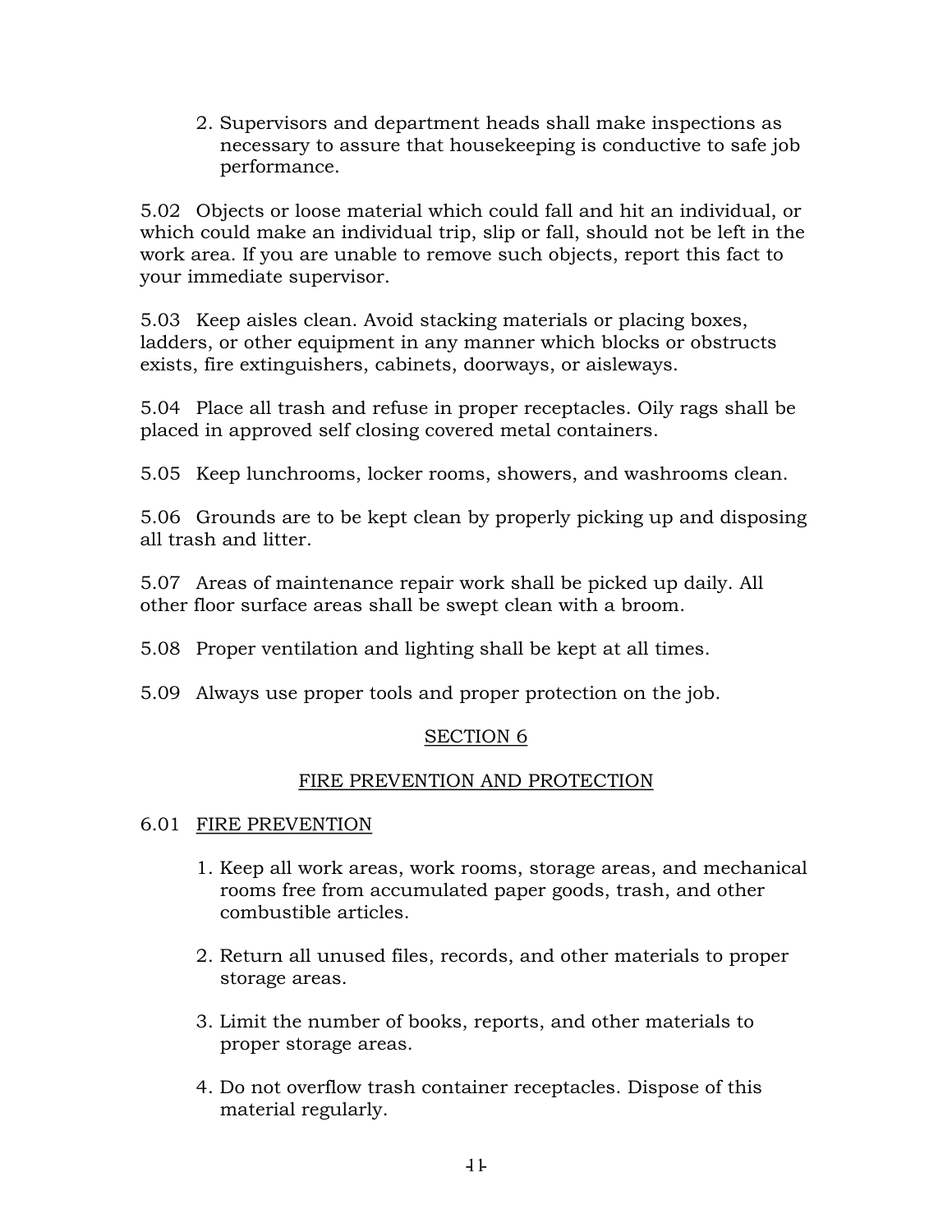2. Supervisors and department heads shall make inspections as necessary to assure that housekeeping is conductive to safe job performance.

5.02 Objects or loose material which could fall and hit an individual, or which could make an individual trip, slip or fall, should not be left in the work area. If you are unable to remove such objects, report this fact to your immediate supervisor.

5.03 Keep aisles clean. Avoid stacking materials or placing boxes, ladders, or other equipment in any manner which blocks or obstructs exists, fire extinguishers, cabinets, doorways, or aisleways.

5.04 Place all trash and refuse in proper receptacles. Oily rags shall be placed in approved self closing covered metal containers.

5.05 Keep lunchrooms, locker rooms, showers, and washrooms clean.

5.06 Grounds are to be kept clean by properly picking up and disposing all trash and litter.

5.07 Areas of maintenance repair work shall be picked up daily. All other floor surface areas shall be swept clean with a broom.

5.08 Proper ventilation and lighting shall be kept at all times.

5.09 Always use proper tools and proper protection on the job.

## SECTION 6

## FIRE PREVENTION AND PROTECTION

6.01 FIRE PREVENTION

1. Keep all work areas, work rooms, storage areas, and mechanical rooms free from accumulated paper goods, trash, and other combustible articles.

2. Return all unused files, records, and other materials to proper storage areas.

3. Limit the number of books, reports, and other materials to proper storage areas.

4. Do not overflow trash container receptacles. Dispose of this material regularly.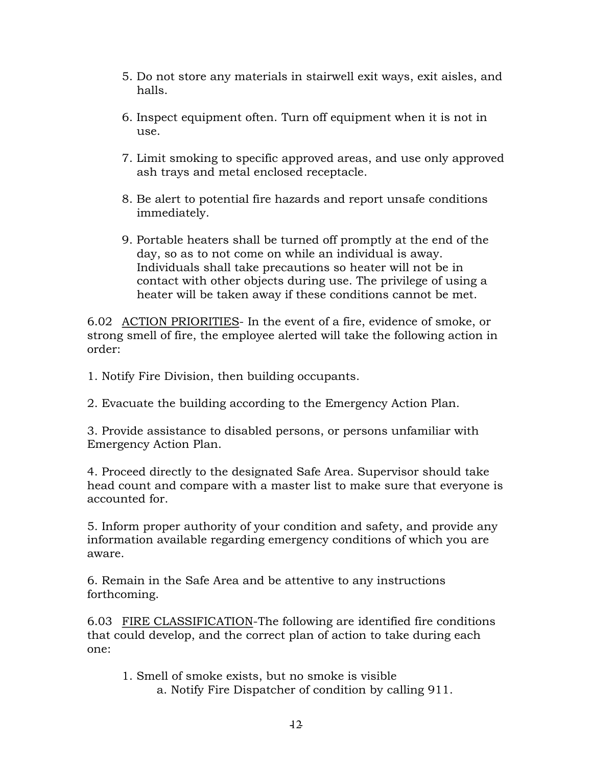5. Do not store any materials in stairwell exit ways, exit aisles, and halls.

6. Inspect equipment often. Turn off equipment when it is not in use.

7. Limit smoking to specific approved areas, and use only approved ash trays and metal enclosed receptacle.

8. Be alert to potential fire hazards and report unsafe conditions immediately.

9. Portable heaters shall be turned off promptly at the end of the day, so as to not come on while an individual is away. Individuals shall take precautions so heater will not be in contact with other objects during use. The privilege of using a heater will be taken away if these conditions cannot be met.

6.02 ACTION PRIORITIES- In the event of a fire, evidence of smoke, or strong smell of fire, the employee alerted will take the following action in order:

1. Notify Fire Division, then building occupants.

2. Evacuate the building according to the Emergency Action Plan.

3. Provide assistance to disabled persons, or persons unfamiliar with Emergency Action Plan.

4. Proceed directly to the designated Safe Area. Supervisor should take head count and compare with a master list to make sure that everyone is accounted for.

5. Inform proper authority of your condition and safety, and provide any information available regarding emergency conditions of which you are aware.

6. Remain in the Safe Area and be attentive to any instructions forthcoming.

6.03 FIRE CLASSIFICATION-The following are identified fire conditions that could develop, and the correct plan of action to take during each one:

1. Smell of smoke exists, but no smoke is visible
    a. Notify Fire Dispatcher of condition by calling 911.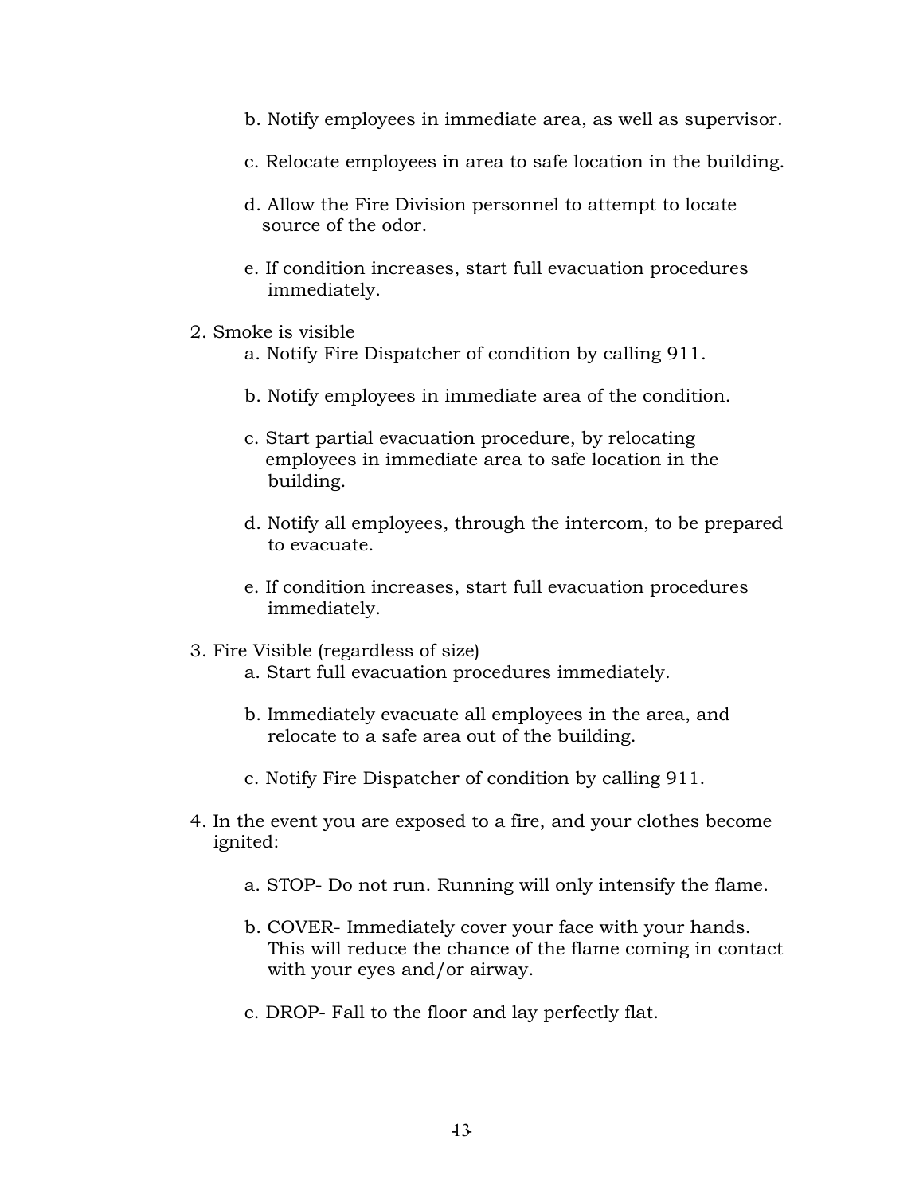b. Notify employees in immediate area, as well as supervisor.

   c. Relocate employees in area to safe location in the building.

   d. Allow the Fire Division personnel to attempt to locate source of the odor.

   e. If condition increases, start full evacuation procedures immediately.

2. Smoke is visible
   a. Notify Fire Dispatcher of condition by calling 911.

   b. Notify employees in immediate area of the condition.

   c. Start partial evacuation procedure, by relocating employees in immediate area to safe location in the building.

   d. Notify all employees, through the intercom, to be prepared to evacuate.

   e. If condition increases, start full evacuation procedures immediately.

3. Fire Visible (regardless of size)
   a. Start full evacuation procedures immediately.

   b. Immediately evacuate all employees in the area, and relocate to a safe area out of the building.

   c. Notify Fire Dispatcher of condition by calling 911.

4. In the event you are exposed to a fire, and your clothes become ignited:

   a. STOP- Do not run. Running will only intensify the flame.

   b. COVER- Immediately cover your face with your hands. This will reduce the chance of the flame coming in contact with your eyes and/or airway.

   c. DROP- Fall to the floor and lay perfectly flat.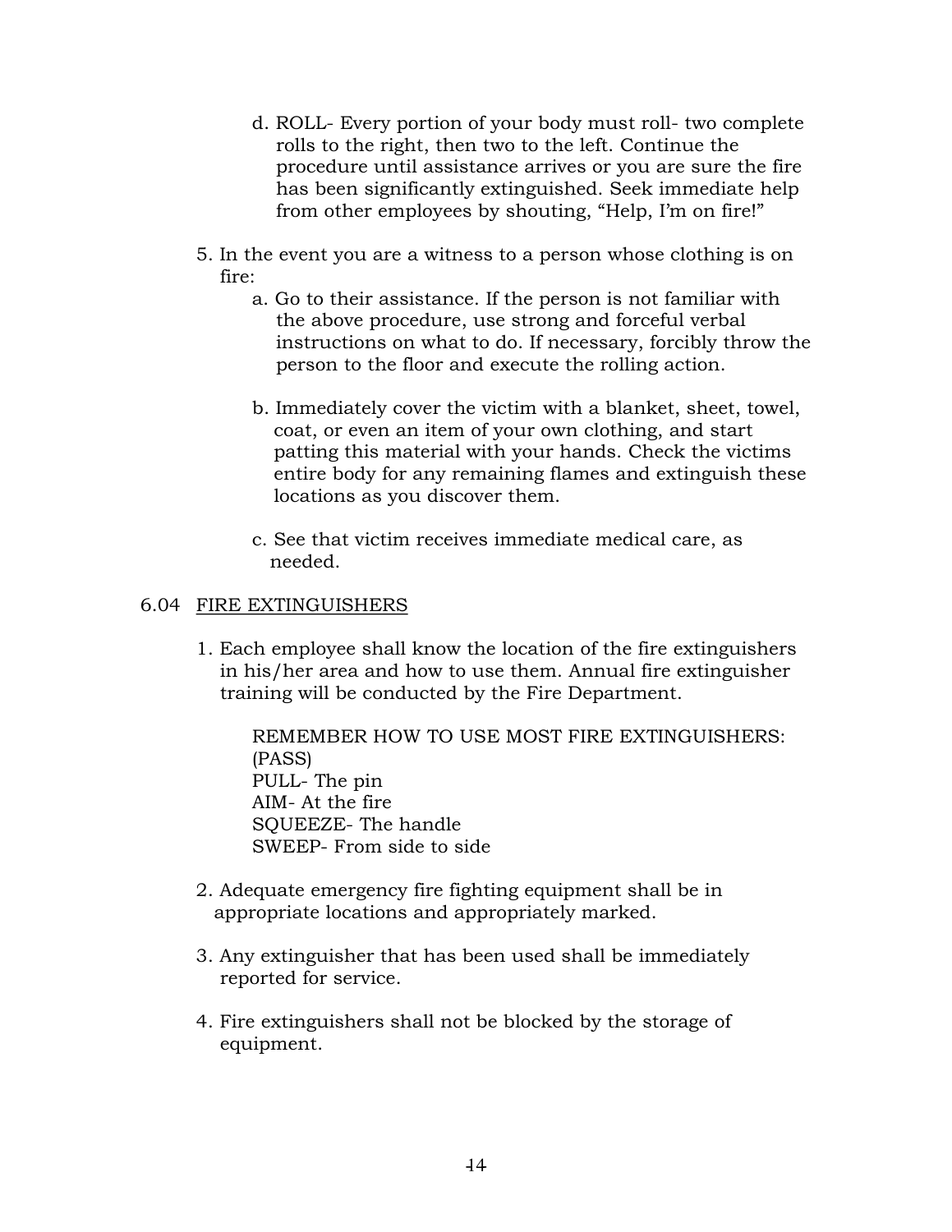d. ROLL- Every portion of your body must roll- two complete rolls to the right, then two to the left. Continue the procedure until assistance arrives or you are sure the fire has been significantly extinguished. Seek immediate help from other employees by shouting, "Help, I'm on fire!"

5. In the event you are a witness to a person whose clothing is on fire:
   a. Go to their assistance. If the person is not familiar with the above procedure, use strong and forceful verbal instructions on what to do. If necessary, forcibly throw the person to the floor and execute the rolling action.

   b. Immediately cover the victim with a blanket, sheet, towel, coat, or even an item of your own clothing, and start patting this material with your hands. Check the victims entire body for any remaining flames and extinguish these locations as you discover them.

   c. See that victim receives immediate medical care, as needed.

## 6.04 <u>FIRE EXTINGUISHERS</u>

1. Each employee shall know the location of the fire extinguishers in his/her area and how to use them. Annual fire extinguisher training will be conducted by the Fire Department.

   REMEMBER HOW TO USE MOST FIRE EXTINGUISHERS: (PASS)
   PULL- The pin
   AIM- At the fire
   SQUEEZE- The handle
   SWEEP- From side to side

2. Adequate emergency fire fighting equipment shall be in appropriate locations and appropriately marked.

3. Any extinguisher that has been used shall be immediately reported for service.

4. Fire extinguishers shall not be blocked by the storage of equipment.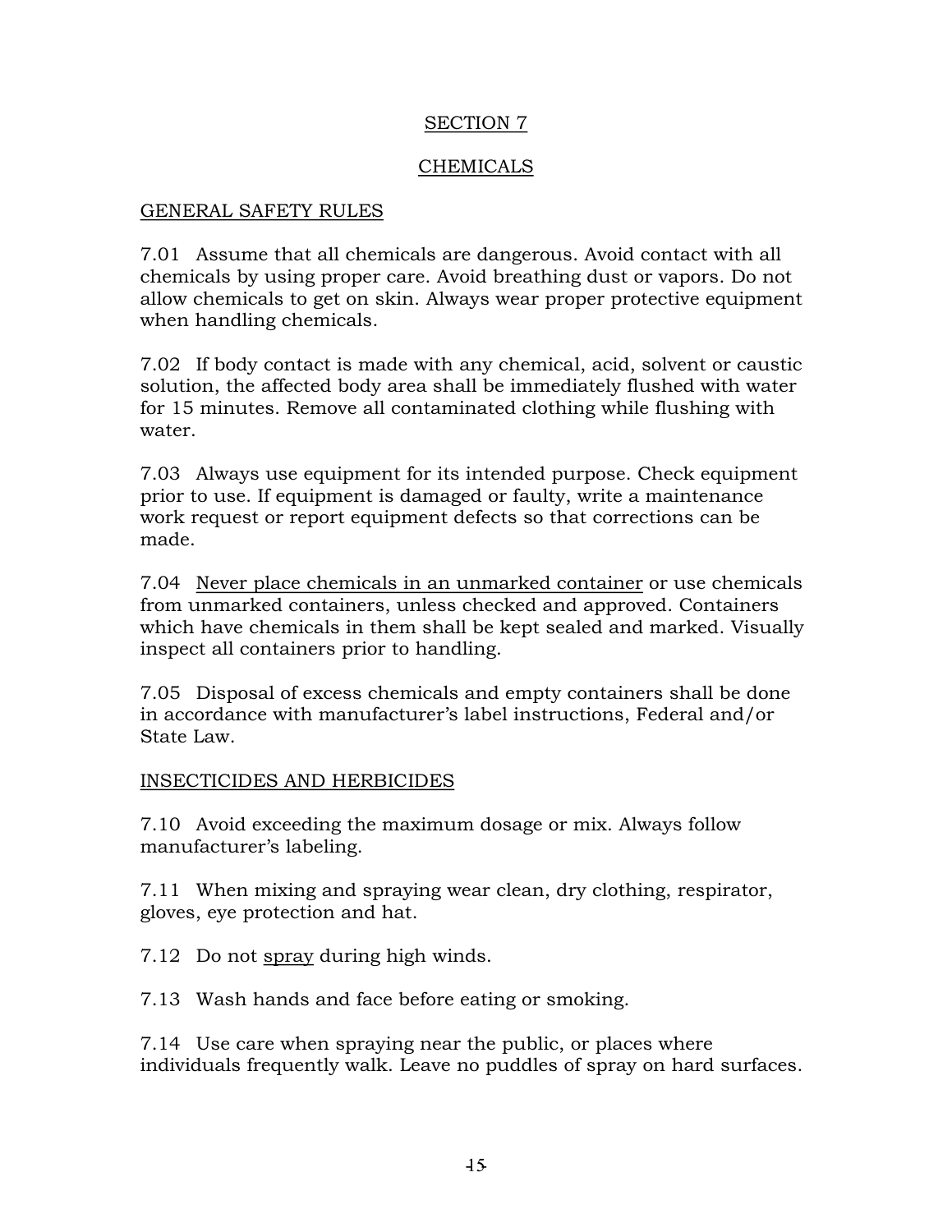# SECTION 7

## CHEMICALS

### GENERAL SAFETY RULES

7.01 Assume that all chemicals are dangerous. Avoid contact with all chemicals by using proper care. Avoid breathing dust or vapors. Do not allow chemicals to get on skin. Always wear proper protective equipment when handling chemicals.

7.02 If body contact is made with any chemical, acid, solvent or caustic solution, the affected body area shall be immediately flushed with water for 15 minutes. Remove all contaminated clothing while flushing with water.

7.03 Always use equipment for its intended purpose. Check equipment prior to use. If equipment is damaged or faulty, write a maintenance work request or report equipment defects so that corrections can be made.

7.04 <u>Never place chemicals in an unmarked container</u> or use chemicals from unmarked containers, unless checked and approved. Containers which have chemicals in them shall be kept sealed and marked. Visually inspect all containers prior to handling.

7.05 Disposal of excess chemicals and empty containers shall be done in accordance with manufacturer's label instructions, Federal and/or State Law.

### INSECTICIDES AND HERBICIDES

7.10 Avoid exceeding the maximum dosage or mix. Always follow manufacturer's labeling.

7.11 When mixing and spraying wear clean, dry clothing, respirator, gloves, eye protection and hat.

7.12 Do not <u>spray</u> during high winds.

7.13 Wash hands and face before eating or smoking.

7.14 Use care when spraying near the public, or places where individuals frequently walk. Leave no puddles of spray on hard surfaces.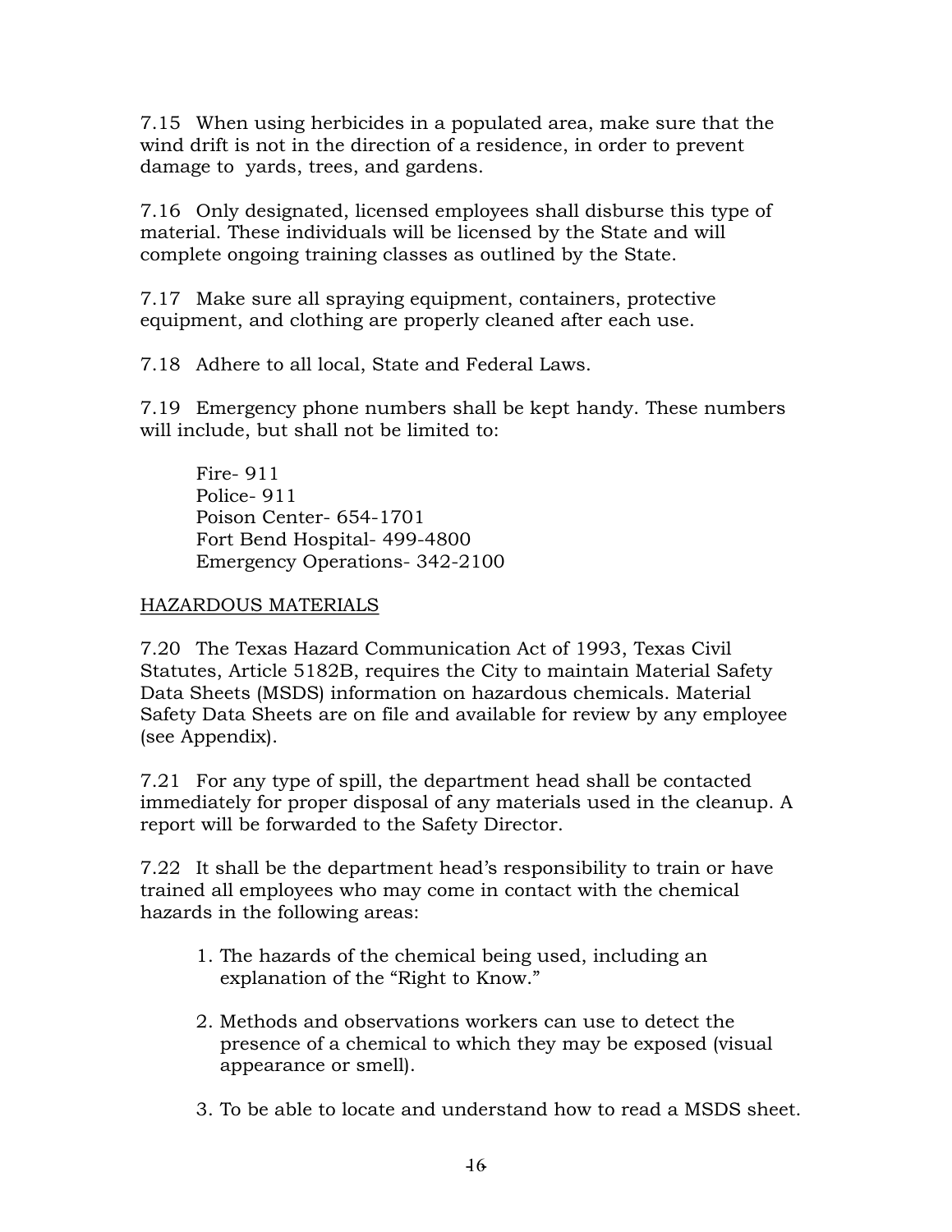7.15 When using herbicides in a populated area, make sure that the wind drift is not in the direction of a residence, in order to prevent damage to yards, trees, and gardens.

7.16 Only designated, licensed employees shall disburse this type of material. These individuals will be licensed by the State and will complete ongoing training classes as outlined by the State.

7.17 Make sure all spraying equipment, containers, protective equipment, and clothing are properly cleaned after each use.

7.18 Adhere to all local, State and Federal Laws.

7.19 Emergency phone numbers shall be kept handy. These numbers will include, but shall not be limited to:

Fire- 911
Police- 911
Poison Center- 654-1701
Fort Bend Hospital- 499-4800
Emergency Operations- 342-2100

HAZARDOUS MATERIALS

7.20 The Texas Hazard Communication Act of 1993, Texas Civil Statutes, Article 5182B, requires the City to maintain Material Safety Data Sheets (MSDS) information on hazardous chemicals. Material Safety Data Sheets are on file and available for review by any employee (see Appendix).

7.21 For any type of spill, the department head shall be contacted immediately for proper disposal of any materials used in the cleanup. A report will be forwarded to the Safety Director.

7.22 It shall be the department head's responsibility to train or have trained all employees who may come in contact with the chemical hazards in the following areas:

1. The hazards of the chemical being used, including an explanation of the "Right to Know."

2. Methods and observations workers can use to detect the presence of a chemical to which they may be exposed (visual appearance or smell).

3. To be able to locate and understand how to read a MSDS sheet.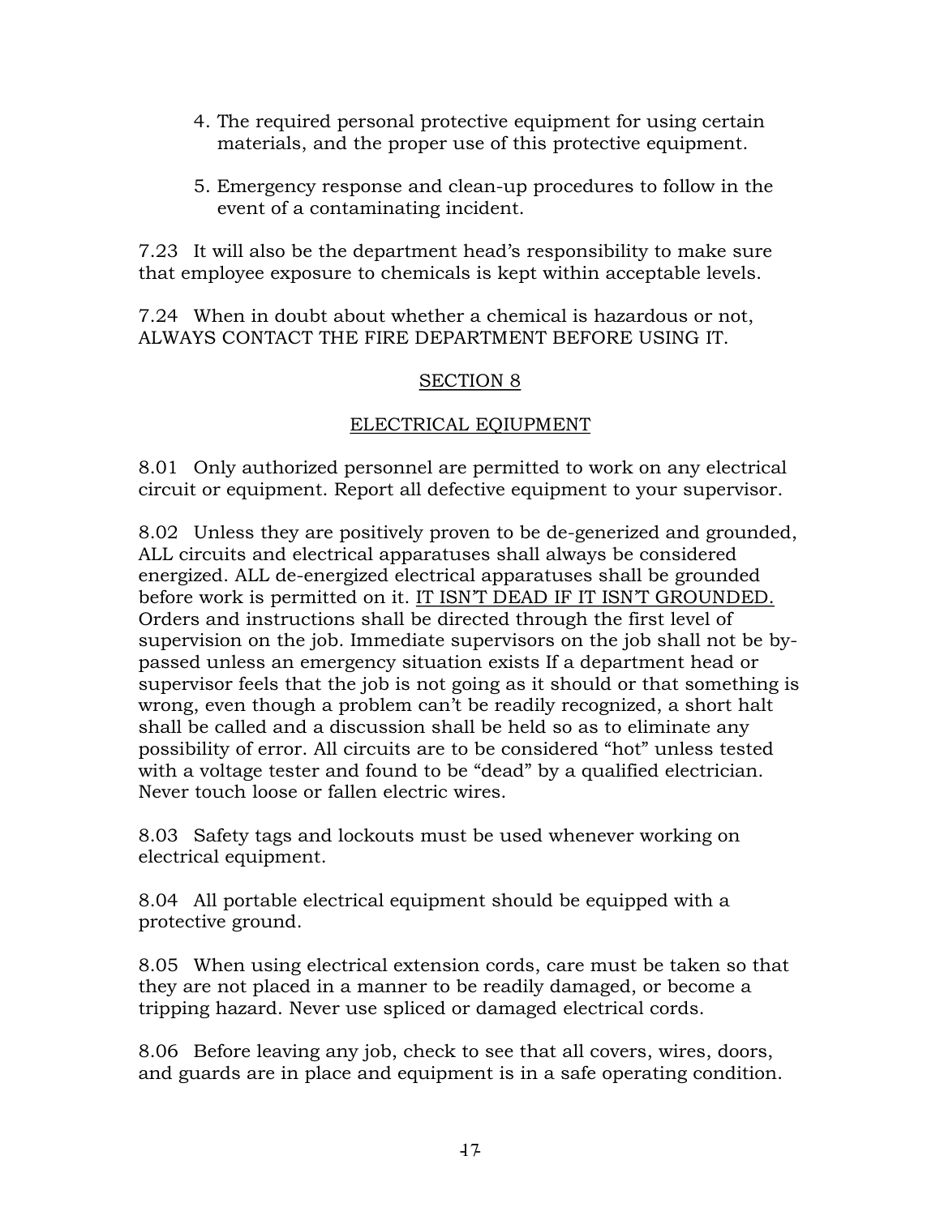4. The required personal protective equipment for using certain materials, and the proper use of this protective equipment.

5. Emergency response and clean-up procedures to follow in the event of a contaminating incident.

7.23 It will also be the department head's responsibility to make sure that employee exposure to chemicals is kept within acceptable levels.

7.24 When in doubt about whether a chemical is hazardous or not, ALWAYS CONTACT THE FIRE DEPARTMENT BEFORE USING IT.

## SECTION 8

## ELECTRICAL EQIUPMENT

8.01 Only authorized personnel are permitted to work on any electrical circuit or equipment. Report all defective equipment to your supervisor.

8.02 Unless they are positively proven to be de-generized and grounded, ALL circuits and electrical apparatuses shall always be considered energized. ALL de-energized electrical apparatuses shall be grounded before work is permitted on it. IT ISN'T DEAD IF IT ISN'T GROUNDED. Orders and instructions shall be directed through the first level of supervision on the job. Immediate supervisors on the job shall not be by-passed unless an emergency situation exists If a department head or supervisor feels that the job is not going as it should or that something is wrong, even though a problem can't be readily recognized, a short halt shall be called and a discussion shall be held so as to eliminate any possibility of error. All circuits are to be considered "hot" unless tested with a voltage tester and found to be "dead" by a qualified electrician. Never touch loose or fallen electric wires.

8.03 Safety tags and lockouts must be used whenever working on electrical equipment.

8.04 All portable electrical equipment should be equipped with a protective ground.

8.05 When using electrical extension cords, care must be taken so that they are not placed in a manner to be readily damaged, or become a tripping hazard. Never use spliced or damaged electrical cords.

8.06 Before leaving any job, check to see that all covers, wires, doors, and guards are in place and equipment is in a safe operating condition.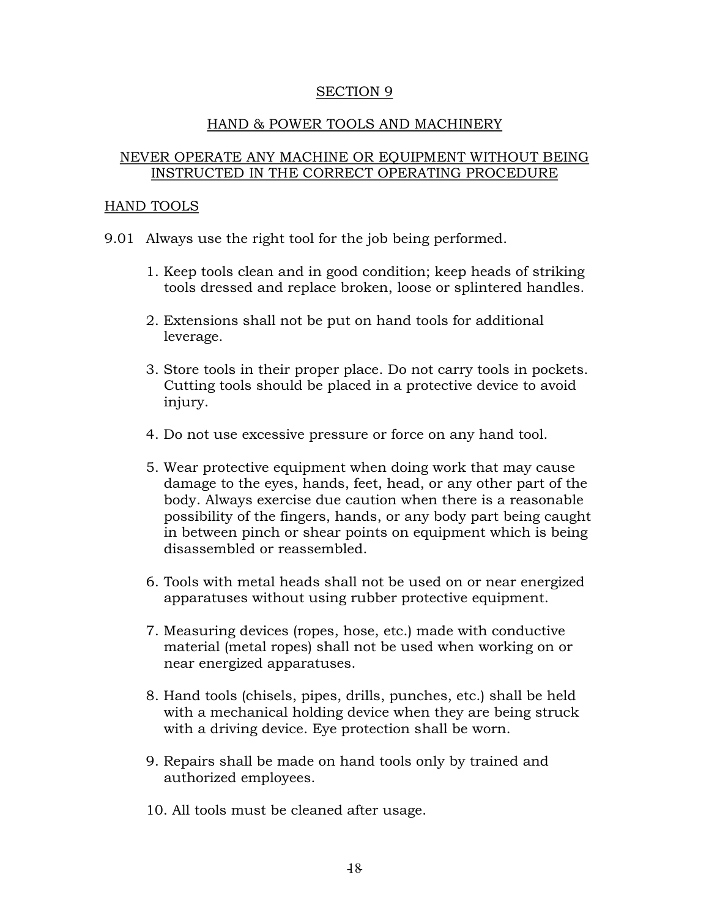## SECTION 9

## HAND & POWER TOOLS AND MACHINERY

NEVER OPERATE ANY MACHINE OR EQUIPMENT WITHOUT BEING INSTRUCTED IN THE CORRECT OPERATING PROCEDURE

### HAND TOOLS

9.01 Always use the right tool for the job being performed.

1. Keep tools clean and in good condition; keep heads of striking tools dressed and replace broken, loose or splintered handles.

2. Extensions shall not be put on hand tools for additional leverage.

3. Store tools in their proper place. Do not carry tools in pockets. Cutting tools should be placed in a protective device to avoid injury.

4. Do not use excessive pressure or force on any hand tool.

5. Wear protective equipment when doing work that may cause damage to the eyes, hands, feet, head, or any other part of the body. Always exercise due caution when there is a reasonable possibility of the fingers, hands, or any body part being caught in between pinch or shear points on equipment which is being disassembled or reassembled.

6. Tools with metal heads shall not be used on or near energized apparatuses without using rubber protective equipment.

7. Measuring devices (ropes, hose, etc.) made with conductive material (metal ropes) shall not be used when working on or near energized apparatuses.

8. Hand tools (chisels, pipes, drills, punches, etc.) shall be held with a mechanical holding device when they are being struck with a driving device. Eye protection shall be worn.

9. Repairs shall be made on hand tools only by trained and authorized employees.

10. All tools must be cleaned after usage.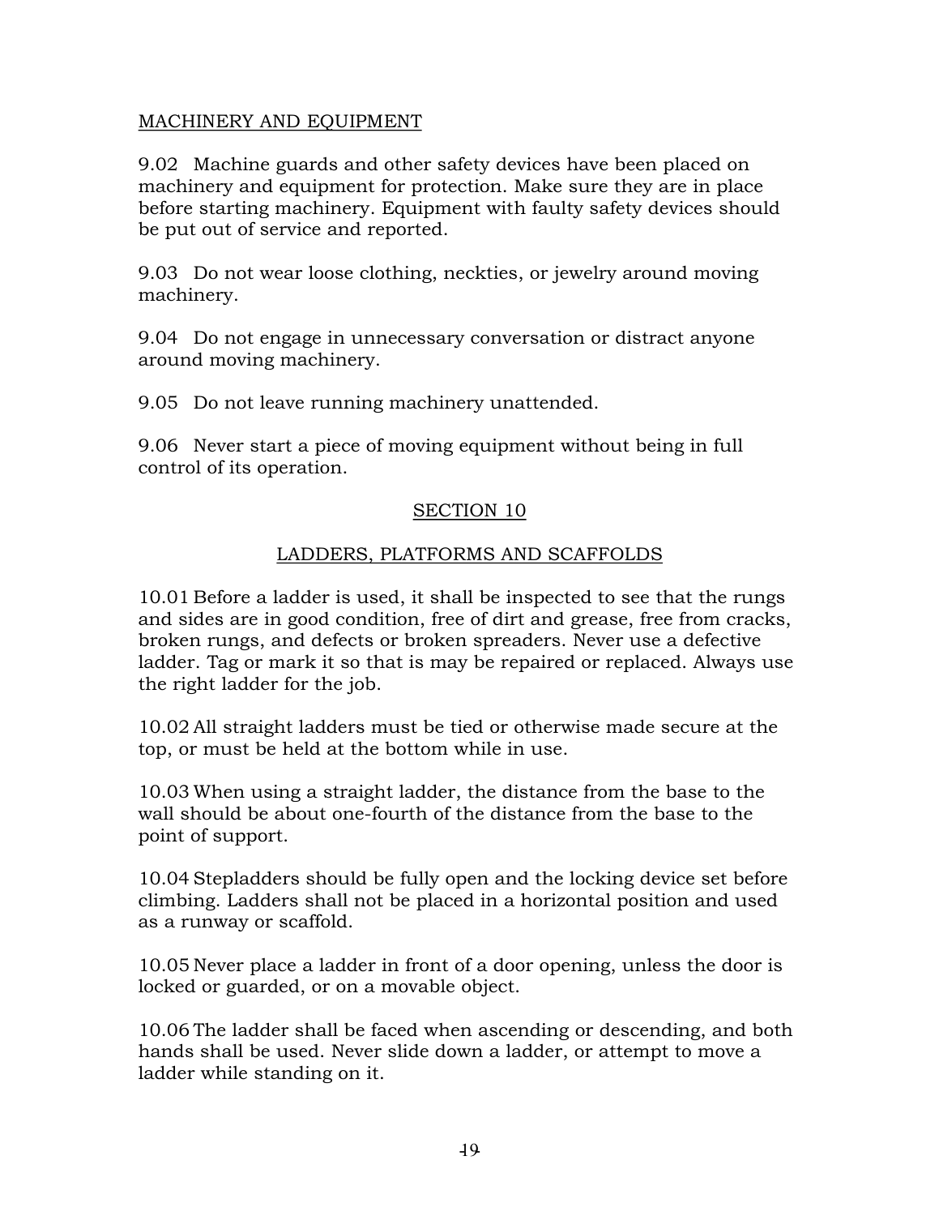MACHINERY AND EQUIPMENT

9.02 Machine guards and other safety devices have been placed on machinery and equipment for protection. Make sure they are in place before starting machinery. Equipment with faulty safety devices should be put out of service and reported.

9.03 Do not wear loose clothing, neckties, or jewelry around moving machinery.

9.04 Do not engage in unnecessary conversation or distract anyone around moving machinery.

9.05 Do not leave running machinery unattended.

9.06 Never start a piece of moving equipment without being in full control of its operation.

## SECTION 10

## LADDERS, PLATFORMS AND SCAFFOLDS

10.01 Before a ladder is used, it shall be inspected to see that the rungs and sides are in good condition, free of dirt and grease, free from cracks, broken rungs, and defects or broken spreaders. Never use a defective ladder. Tag or mark it so that is may be repaired or replaced. Always use the right ladder for the job.

10.02 All straight ladders must be tied or otherwise made secure at the top, or must be held at the bottom while in use.

10.03 When using a straight ladder, the distance from the base to the wall should be about one-fourth of the distance from the base to the point of support.

10.04 Stepladders should be fully open and the locking device set before climbing. Ladders shall not be placed in a horizontal position and used as a runway or scaffold.

10.05 Never place a ladder in front of a door opening, unless the door is locked or guarded, or on a movable object.

10.06 The ladder shall be faced when ascending or descending, and both hands shall be used. Never slide down a ladder, or attempt to move a ladder while standing on it.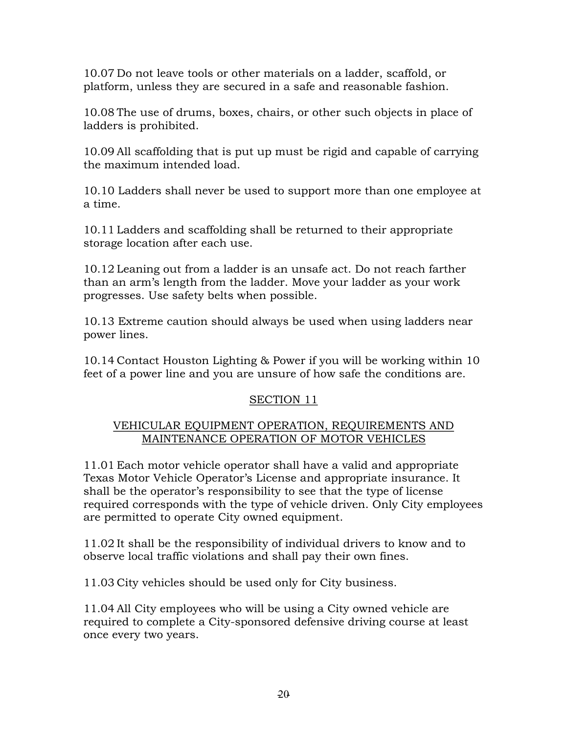10.07 Do not leave tools or other materials on a ladder, scaffold, or platform, unless they are secured in a safe and reasonable fashion.

10.08 The use of drums, boxes, chairs, or other such objects in place of ladders is prohibited.

10.09 All scaffolding that is put up must be rigid and capable of carrying the maximum intended load.

10.10 Ladders shall never be used to support more than one employee at a time.

10.11 Ladders and scaffolding shall be returned to their appropriate storage location after each use.

10.12 Leaning out from a ladder is an unsafe act. Do not reach farther than an arm's length from the ladder. Move your ladder as your work progresses. Use safety belts when possible.

10.13 Extreme caution should always be used when using ladders near power lines.

10.14 Contact Houston Lighting & Power if you will be working within 10 feet of a power line and you are unsure of how safe the conditions are.

## SECTION 11

### VEHICULAR EQUIPMENT OPERATION, REQUIREMENTS AND MAINTENANCE OPERATION OF MOTOR VEHICLES

11.01 Each motor vehicle operator shall have a valid and appropriate Texas Motor Vehicle Operator's License and appropriate insurance. It shall be the operator's responsibility to see that the type of license required corresponds with the type of vehicle driven. Only City employees are permitted to operate City owned equipment.

11.02 It shall be the responsibility of individual drivers to know and to observe local traffic violations and shall pay their own fines.

11.03 City vehicles should be used only for City business.

11.04 All City employees who will be using a City owned vehicle are required to complete a City-sponsored defensive driving course at least once every two years.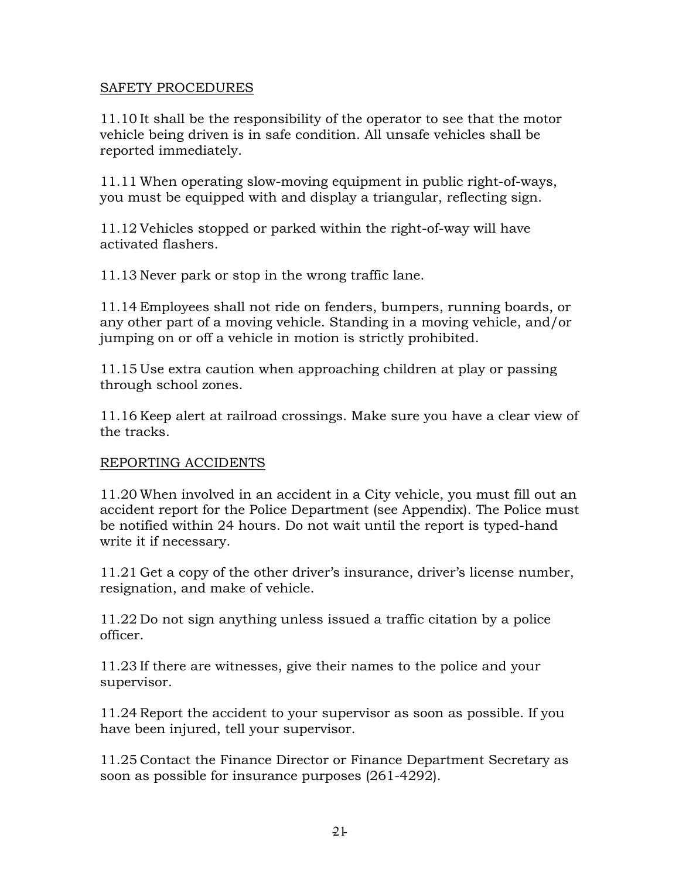SAFETY PROCEDURES

11.10 It shall be the responsibility of the operator to see that the motor vehicle being driven is in safe condition. All unsafe vehicles shall be reported immediately.

11.11 When operating slow-moving equipment in public right-of-ways, you must be equipped with and display a triangular, reflecting sign.

11.12 Vehicles stopped or parked within the right-of-way will have activated flashers.

11.13 Never park or stop in the wrong traffic lane.

11.14 Employees shall not ride on fenders, bumpers, running boards, or any other part of a moving vehicle. Standing in a moving vehicle, and/or jumping on or off a vehicle in motion is strictly prohibited.

11.15 Use extra caution when approaching children at play or passing through school zones.

11.16 Keep alert at railroad crossings. Make sure you have a clear view of the tracks.

REPORTING ACCIDENTS

11.20 When involved in an accident in a City vehicle, you must fill out an accident report for the Police Department (see Appendix). The Police must be notified within 24 hours. Do not wait until the report is typed-hand write it if necessary.

11.21 Get a copy of the other driver's insurance, driver's license number, resignation, and make of vehicle.

11.22 Do not sign anything unless issued a traffic citation by a police officer.

11.23 If there are witnesses, give their names to the police and your supervisor.

11.24 Report the accident to your supervisor as soon as possible. If you have been injured, tell your supervisor.

11.25 Contact the Finance Director or Finance Department Secretary as soon as possible for insurance purposes (261-4292).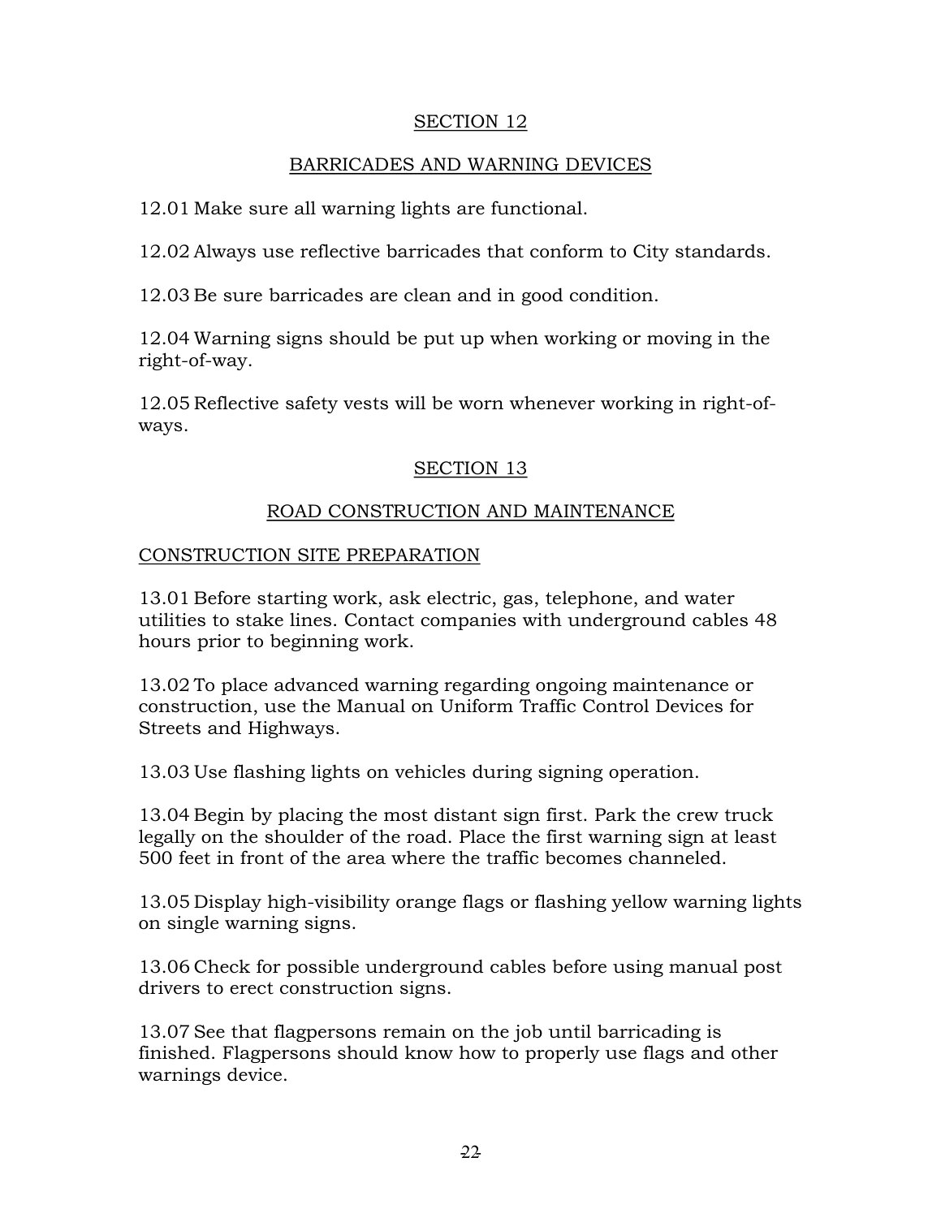## SECTION 12

## BARRICADES AND WARNING DEVICES

12.01 Make sure all warning lights are functional.

12.02 Always use reflective barricades that conform to City standards.

12.03 Be sure barricades are clean and in good condition.

12.04 Warning signs should be put up when working or moving in the right-of-way.

12.05 Reflective safety vests will be worn whenever working in right-of-ways.

## SECTION 13

## ROAD CONSTRUCTION AND MAINTENANCE

### CONSTRUCTION SITE PREPARATION

13.01 Before starting work, ask electric, gas, telephone, and water utilities to stake lines. Contact companies with underground cables 48 hours prior to beginning work.

13.02 To place advanced warning regarding ongoing maintenance or construction, use the Manual on Uniform Traffic Control Devices for Streets and Highways.

13.03 Use flashing lights on vehicles during signing operation.

13.04 Begin by placing the most distant sign first. Park the crew truck legally on the shoulder of the road. Place the first warning sign at least 500 feet in front of the area where the traffic becomes channeled.

13.05 Display high-visibility orange flags or flashing yellow warning lights on single warning signs.

13.06 Check for possible underground cables before using manual post drivers to erect construction signs.

13.07 See that flagpersons remain on the job until barricading is finished. Flagpersons should know how to properly use flags and other warnings device.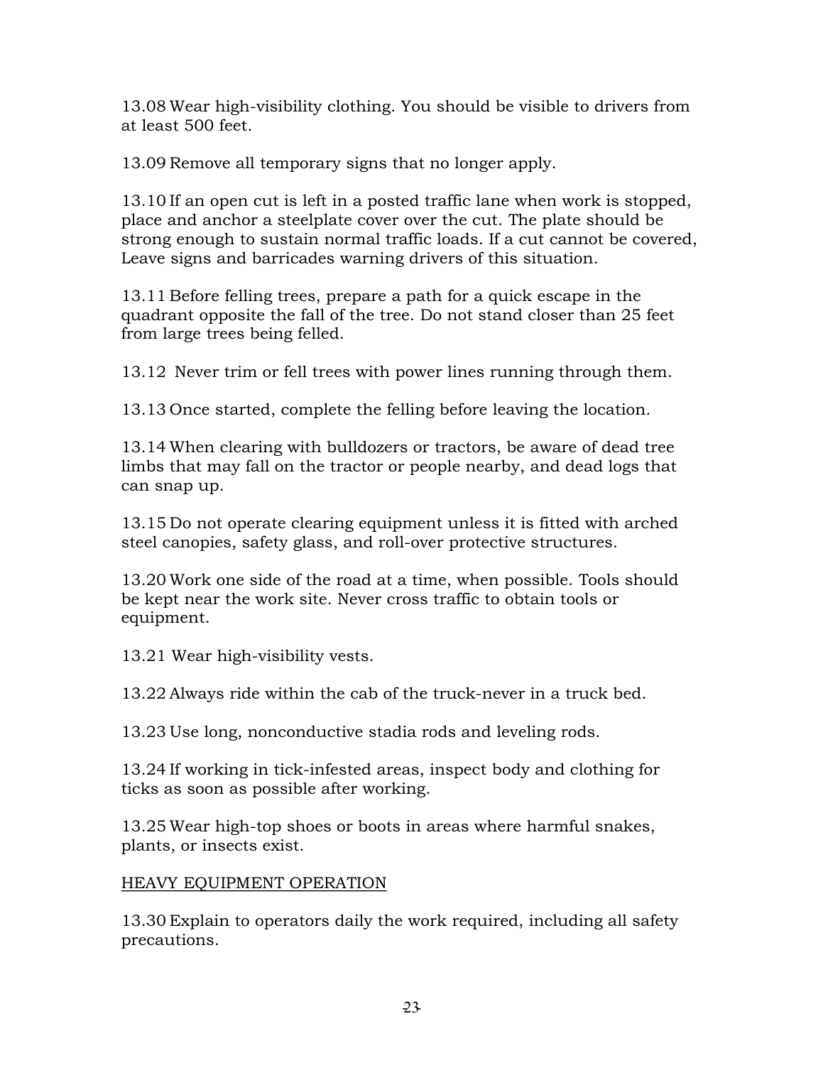13.08 Wear high-visibility clothing. You should be visible to drivers from at least 500 feet.

13.09 Remove all temporary signs that no longer apply.

13.10 If an open cut is left in a posted traffic lane when work is stopped, place and anchor a steelplate cover over the cut. The plate should be strong enough to sustain normal traffic loads. If a cut cannot be covered, Leave signs and barricades warning drivers of this situation.

13.11 Before felling trees, prepare a path for a quick escape in the quadrant opposite the fall of the tree. Do not stand closer than 25 feet from large trees being felled.

13.12 Never trim or fell trees with power lines running through them.

13.13 Once started, complete the felling before leaving the location.

13.14 When clearing with bulldozers or tractors, be aware of dead tree limbs that may fall on the tractor or people nearby, and dead logs that can snap up.

13.15 Do not operate clearing equipment unless it is fitted with arched steel canopies, safety glass, and roll-over protective structures.

13.20 Work one side of the road at a time, when possible. Tools should be kept near the work site. Never cross traffic to obtain tools or equipment.

13.21 Wear high-visibility vests.

13.22 Always ride within the cab of the truck-never in a truck bed.

13.23 Use long, nonconductive stadia rods and leveling rods.

13.24 If working in tick-infested areas, inspect body and clothing for ticks as soon as possible after working.

13.25 Wear high-top shoes or boots in areas where harmful snakes, plants, or insects exist.

## HEAVY EQUIPMENT OPERATION

13.30 Explain to operators daily the work required, including all safety precautions.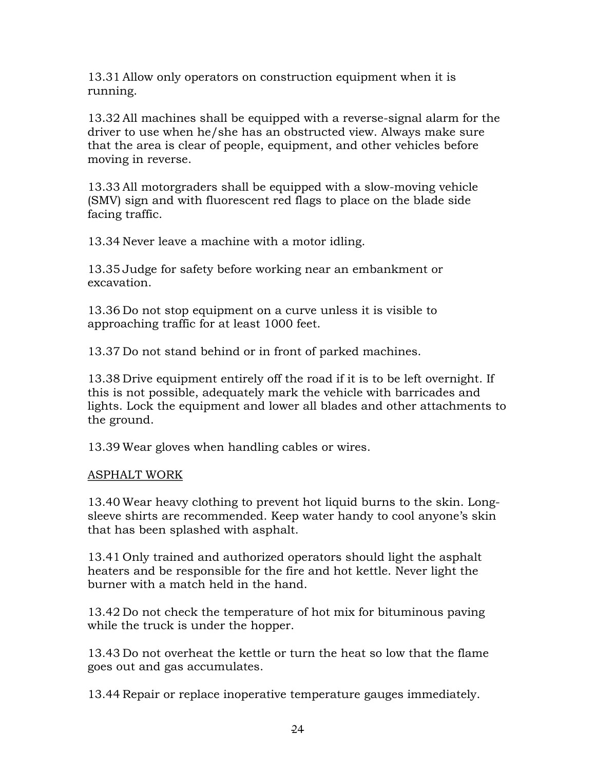13.31 Allow only operators on construction equipment when it is running.

13.32 All machines shall be equipped with a reverse-signal alarm for the driver to use when he/she has an obstructed view. Always make sure that the area is clear of people, equipment, and other vehicles before moving in reverse.

13.33 All motorgraders shall be equipped with a slow-moving vehicle (SMV) sign and with fluorescent red flags to place on the blade side facing traffic.

13.34 Never leave a machine with a motor idling.

13.35 Judge for safety before working near an embankment or excavation.

13.36 Do not stop equipment on a curve unless it is visible to approaching traffic for at least 1000 feet.

13.37 Do not stand behind or in front of parked machines.

13.38 Drive equipment entirely off the road if it is to be left overnight. If this is not possible, adequately mark the vehicle with barricades and lights. Lock the equipment and lower all blades and other attachments to the ground.

13.39 Wear gloves when handling cables or wires.

<u>ASPHALT WORK</u>

13.40 Wear heavy clothing to prevent hot liquid burns to the skin. Long-sleeve shirts are recommended. Keep water handy to cool anyone's skin that has been splashed with asphalt.

13.41 Only trained and authorized operators should light the asphalt heaters and be responsible for the fire and hot kettle. Never light the burner with a match held in the hand.

13.42 Do not check the temperature of hot mix for bituminous paving while the truck is under the hopper.

13.43 Do not overheat the kettle or turn the heat so low that the flame goes out and gas accumulates.

13.44 Repair or replace inoperative temperature gauges immediately.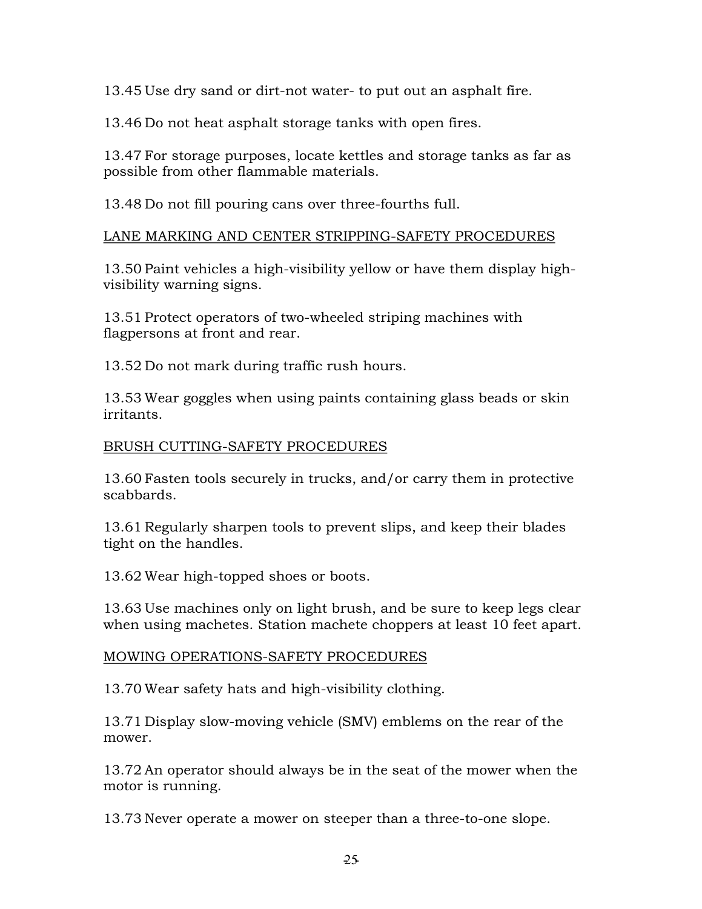13.45 Use dry sand or dirt-not water- to put out an asphalt fire.

13.46 Do not heat asphalt storage tanks with open fires.

13.47 For storage purposes, locate kettles and storage tanks as far as possible from other flammable materials.

13.48 Do not fill pouring cans over three-fourths full.

<u>LANE MARKING AND CENTER STRIPPING-SAFETY PROCEDURES</u>

13.50 Paint vehicles a high-visibility yellow or have them display high-visibility warning signs.

13.51 Protect operators of two-wheeled striping machines with flagpersons at front and rear.

13.52 Do not mark during traffic rush hours.

13.53 Wear goggles when using paints containing glass beads or skin irritants.

<u>BRUSH CUTTING-SAFETY PROCEDURES</u>

13.60 Fasten tools securely in trucks, and/or carry them in protective scabbards.

13.61 Regularly sharpen tools to prevent slips, and keep their blades tight on the handles.

13.62 Wear high-topped shoes or boots.

13.63 Use machines only on light brush, and be sure to keep legs clear when using machetes. Station machete choppers at least 10 feet apart.

<u>MOWING OPERATIONS-SAFETY PROCEDURES</u>

13.70 Wear safety hats and high-visibility clothing.

13.71 Display slow-moving vehicle (SMV) emblems on the rear of the mower.

13.72 An operator should always be in the seat of the mower when the motor is running.

13.73 Never operate a mower on steeper than a three-to-one slope.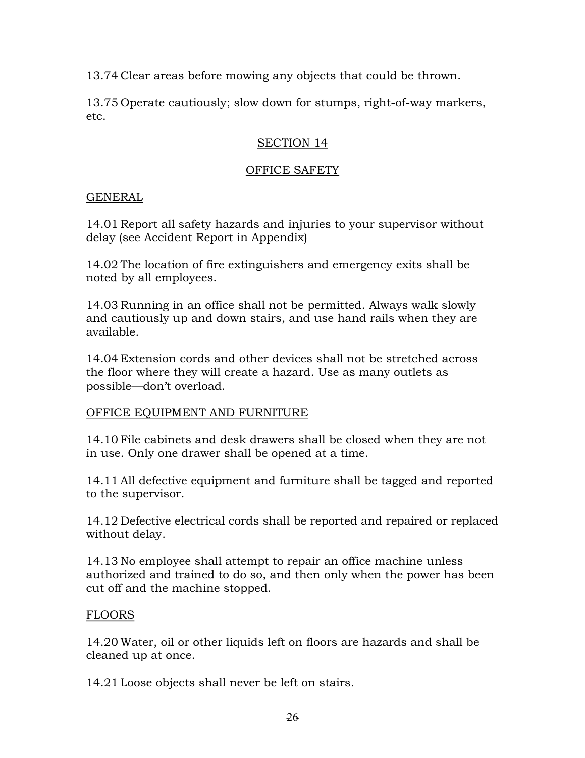13.74 Clear areas before mowing any objects that could be thrown.

13.75 Operate cautiously; slow down for stumps, right-of-way markers, etc.

## SECTION 14

## OFFICE SAFETY

### GENERAL

14.01 Report all safety hazards and injuries to your supervisor without delay (see Accident Report in Appendix)

14.02 The location of fire extinguishers and emergency exits shall be noted by all employees.

14.03 Running in an office shall not be permitted. Always walk slowly and cautiously up and down stairs, and use hand rails when they are available.

14.04 Extension cords and other devices shall not be stretched across the floor where they will create a hazard. Use as many outlets as possible—don't overload.

### OFFICE EQUIPMENT AND FURNITURE

14.10 File cabinets and desk drawers shall be closed when they are not in use. Only one drawer shall be opened at a time.

14.11 All defective equipment and furniture shall be tagged and reported to the supervisor.

14.12 Defective electrical cords shall be reported and repaired or replaced without delay.

14.13 No employee shall attempt to repair an office machine unless authorized and trained to do so, and then only when the power has been cut off and the machine stopped.

### FLOORS

14.20 Water, oil or other liquids left on floors are hazards and shall be cleaned up at once.

14.21 Loose objects shall never be left on stairs.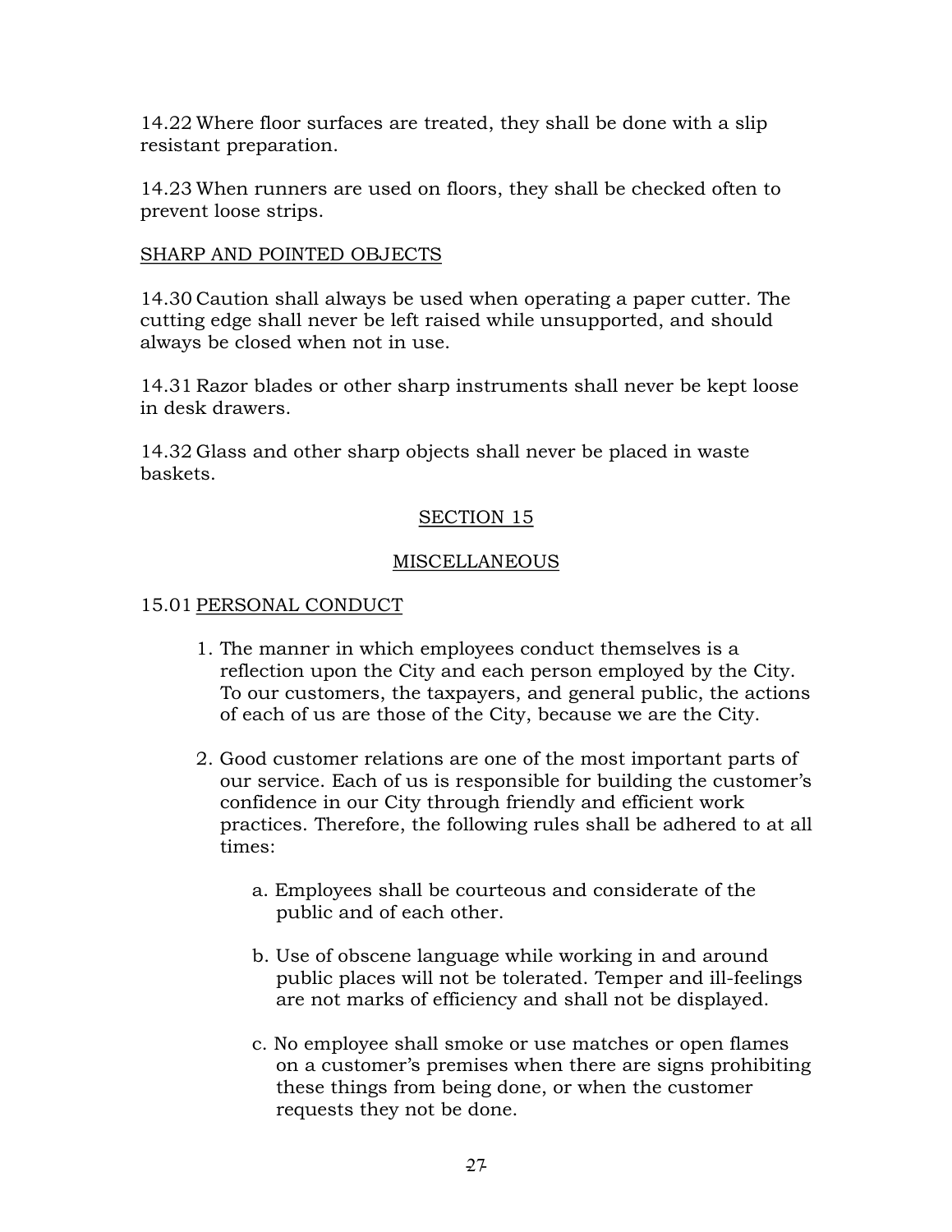14.22 Where floor surfaces are treated, they shall be done with a slip resistant preparation.

14.23 When runners are used on floors, they shall be checked often to prevent loose strips.

SHARP AND POINTED OBJECTS

14.30 Caution shall always be used when operating a paper cutter. The cutting edge shall never be left raised while unsupported, and should always be closed when not in use.

14.31 Razor blades or other sharp instruments shall never be kept loose in desk drawers.

14.32 Glass and other sharp objects shall never be placed in waste baskets.

## SECTION 15

## MISCELLANEOUS

15.01 PERSONAL CONDUCT

1. The manner in which employees conduct themselves is a reflection upon the City and each person employed by the City. To our customers, the taxpayers, and general public, the actions of each of us are those of the City, because we are the City.

2. Good customer relations are one of the most important parts of our service. Each of us is responsible for building the customer's confidence in our City through friendly and efficient work practices. Therefore, the following rules shall be adhered to at all times:

   a. Employees shall be courteous and considerate of the public and of each other.

   b. Use of obscene language while working in and around public places will not be tolerated. Temper and ill-feelings are not marks of efficiency and shall not be displayed.

   c. No employee shall smoke or use matches or open flames on a customer's premises when there are signs prohibiting these things from being done, or when the customer requests they not be done.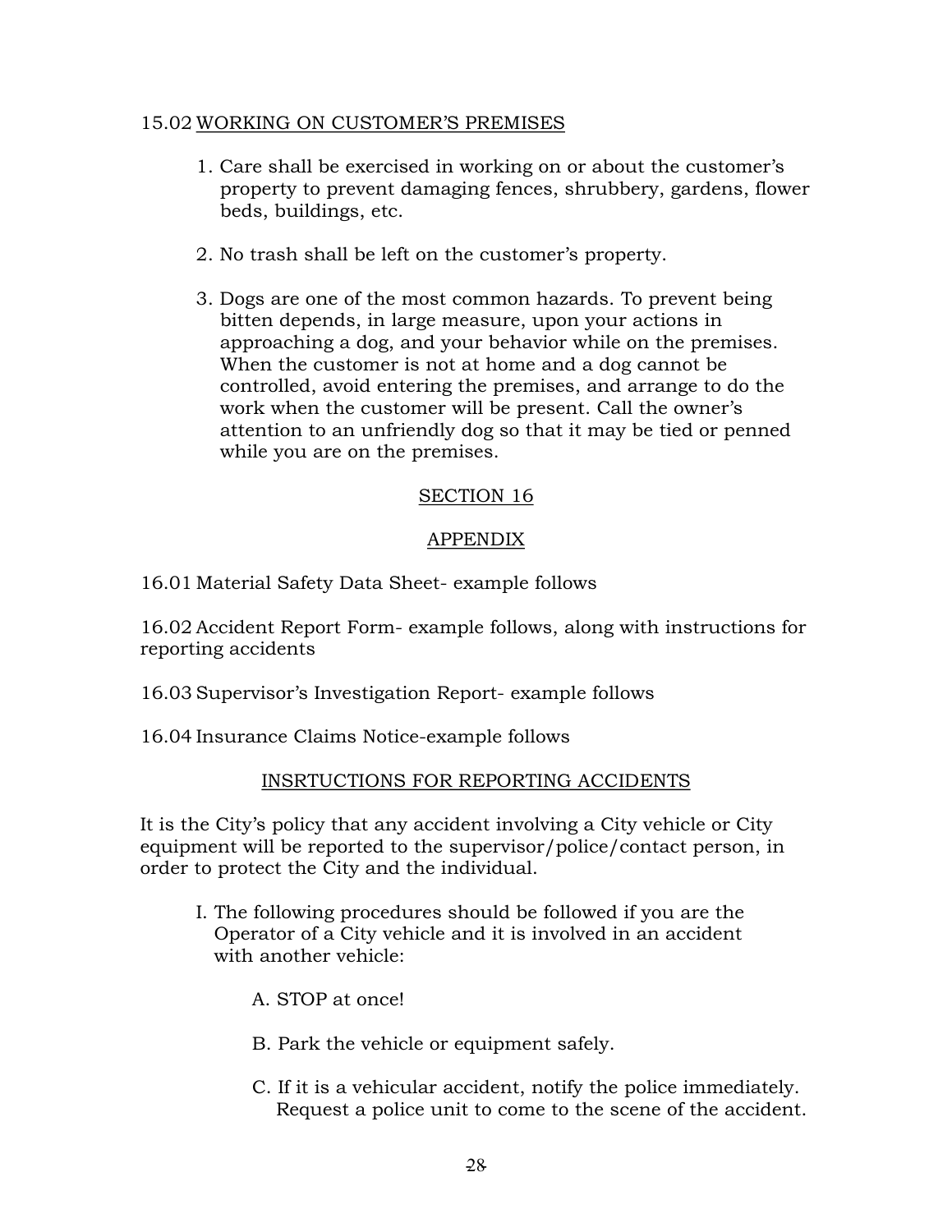15.02 WORKING ON CUSTOMER'S PREMISES

1. Care shall be exercised in working on or about the customer's property to prevent damaging fences, shrubbery, gardens, flower beds, buildings, etc.

2. No trash shall be left on the customer's property.

3. Dogs are one of the most common hazards. To prevent being bitten depends, in large measure, upon your actions in approaching a dog, and your behavior while on the premises. When the customer is not at home and a dog cannot be controlled, avoid entering the premises, and arrange to do the work when the customer will be present. Call the owner's attention to an unfriendly dog so that it may be tied or penned while you are on the premises.

## SECTION 16

## APPENDIX

16.01 Material Safety Data Sheet- example follows

16.02 Accident Report Form- example follows, along with instructions for reporting accidents

16.03 Supervisor's Investigation Report- example follows

16.04 Insurance Claims Notice-example follows

### INSRTUCTIONS FOR REPORTING ACCIDENTS

It is the City's policy that any accident involving a City vehicle or City equipment will be reported to the supervisor/police/contact person, in order to protect the City and the individual.

I. The following procedures should be followed if you are the Operator of a City vehicle and it is involved in an accident with another vehicle:

   A. STOP at once!

   B. Park the vehicle or equipment safely.

   C. If it is a vehicular accident, notify the police immediately. Request a police unit to come to the scene of the accident.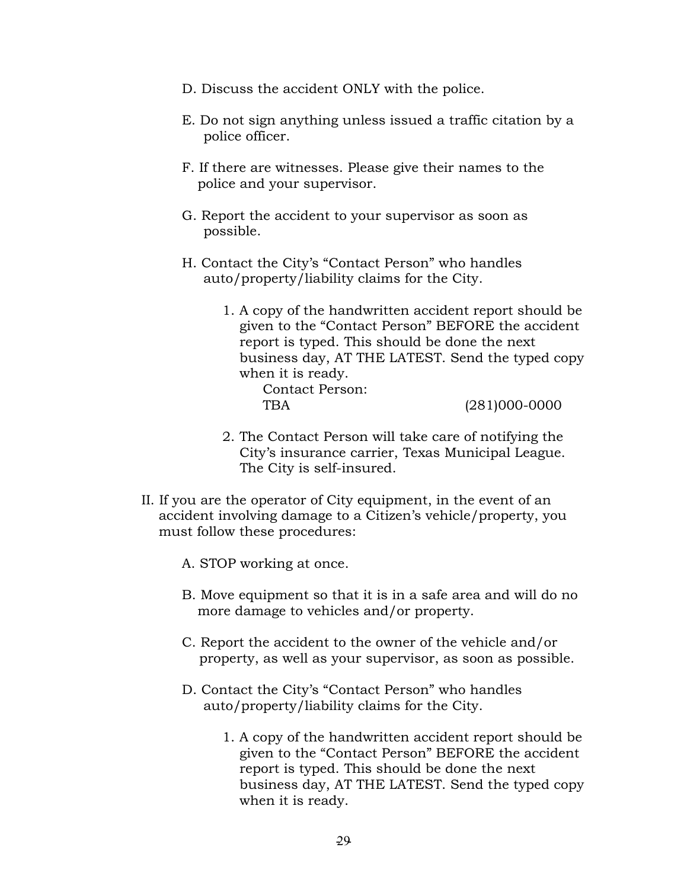D. Discuss the accident ONLY with the police.

E. Do not sign anything unless issued a traffic citation by a police officer.

F. If there are witnesses. Please give their names to the police and your supervisor.

G. Report the accident to your supervisor as soon as possible.

H. Contact the City's "Contact Person" who handles auto/property/liability claims for the City.

1. A copy of the handwritten accident report should be given to the "Contact Person" BEFORE the accident report is typed. This should be done the next business day, AT THE LATEST. Send the typed copy when it is ready.

   Contact Person:
   TBA (281)000-0000

2. The Contact Person will take care of notifying the City's insurance carrier, Texas Municipal League. The City is self-insured.

II. If you are the operator of City equipment, in the event of an accident involving damage to a Citizen's vehicle/property, you must follow these procedures:

A. STOP working at once.

B. Move equipment so that it is in a safe area and will do no more damage to vehicles and/or property.

C. Report the accident to the owner of the vehicle and/or property, as well as your supervisor, as soon as possible.

D. Contact the City's "Contact Person" who handles auto/property/liability claims for the City.

1. A copy of the handwritten accident report should be given to the "Contact Person" BEFORE the accident report is typed. This should be done the next business day, AT THE LATEST. Send the typed copy when it is ready.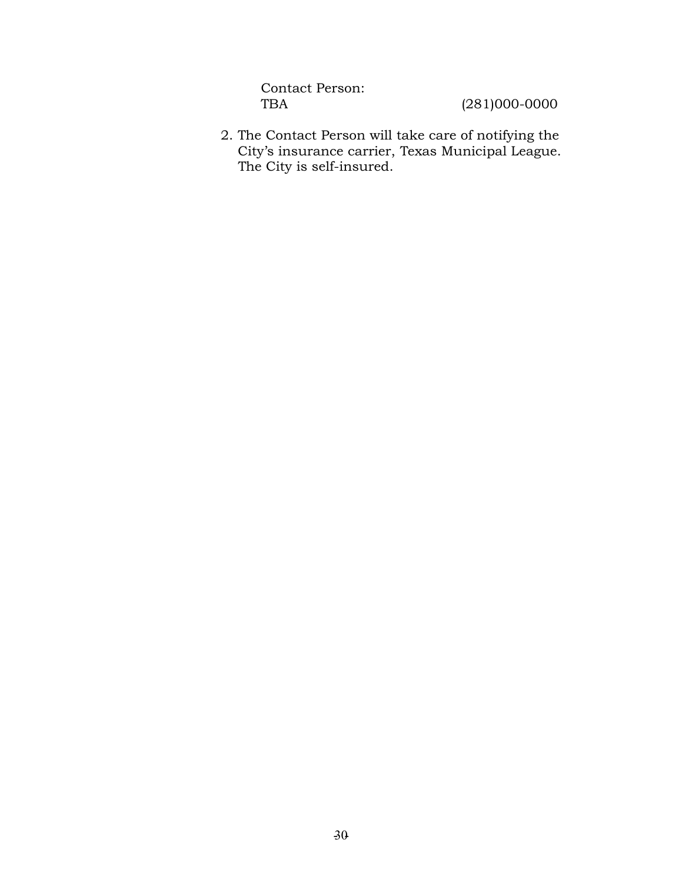Contact Person:
TBA (281)000-0000

2. The Contact Person will take care of notifying the City's insurance carrier, Texas Municipal League. The City is self-insured.